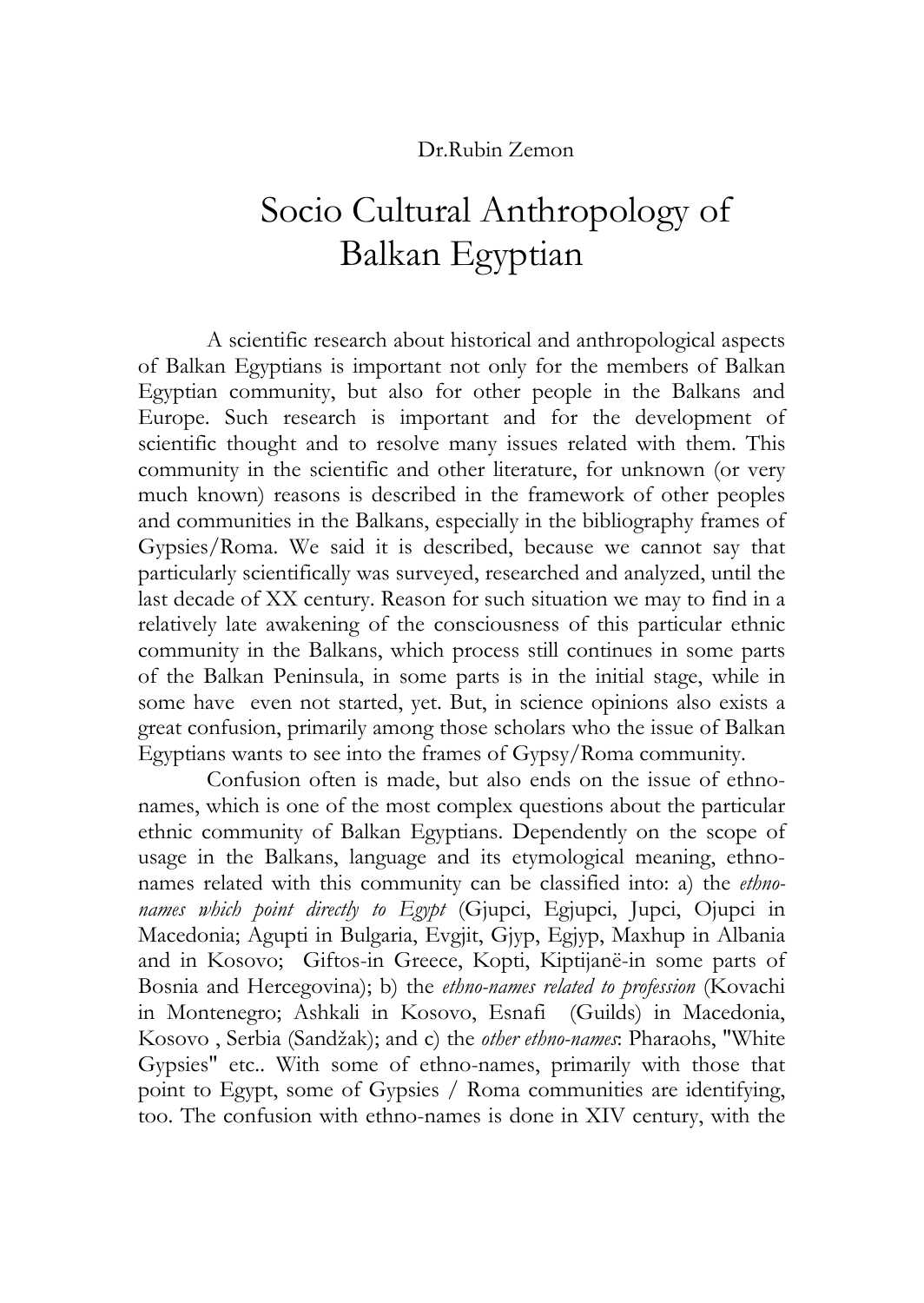Dr.Rubin Zemon

# Socio Cultural Anthropology of Balkan Egyptian

A scientific research about historical and anthropological aspects of Balkan Egyptians is important not only for the members of Balkan Egyptian community, but also for other people in the Balkans and Europe. Such research is important and for the development of scientific thought and to resolve many issues related with them. This community in the scientific and other literature, for unknown (or very much known) reasons is described in the framework of other peoples and communities in the Balkans, especially in the bibliography frames of Gypsies/Roma. We said it is described, because we cannot say that particularly scientifically was surveyed, researched and analyzed, until the last decade of XX century. Reason for such situation we may to find in a relatively late awakening of the consciousness of this particular ethnic community in the Balkans, which process still continues in some parts of the Balkan Peninsula, in some parts is in the initial stage, while in some have even not started, yet. But, in science opinions also exists a great confusion, primarily among those scholars who the issue of Balkan Egyptians wants to see into the frames of Gypsy/Roma community.

Confusion often is made, but also ends on the issue of ethno-names, which is one of the most complex questions about the particular ethnic community of Balkan Egyptians. Dependently on the scope of usage in the Balkans, language and its etymological meaning, ethno-names related with this community can be classified into: a) the *ethno-names which point directly to Egypt* (Gjupci, Egjupci, Jupci, Ojupci in Macedonia; Agupti in Bulgaria, Evgjit, Gjyp, Egjyp, Maxhup in Albania and in Kosovo; Giftos-in Greece, Kopti, Kiptijanë-in some parts of Bosnia and Hercegovina); b) the *ethno-names related to profession* (Kovachi in Montenegro; Ashkali in Kosovo, Esnafi (Guilds) in Macedonia, Kosovo , Serbia (Sandžak); and c) the *other ethno-names*: Pharaohs, "White Gypsies" etc.. With some of ethno-names, primarily with those that point to Egypt, some of Gypsies / Roma communities are identifying, too. The confusion with ethno-names is done in XIV century, with the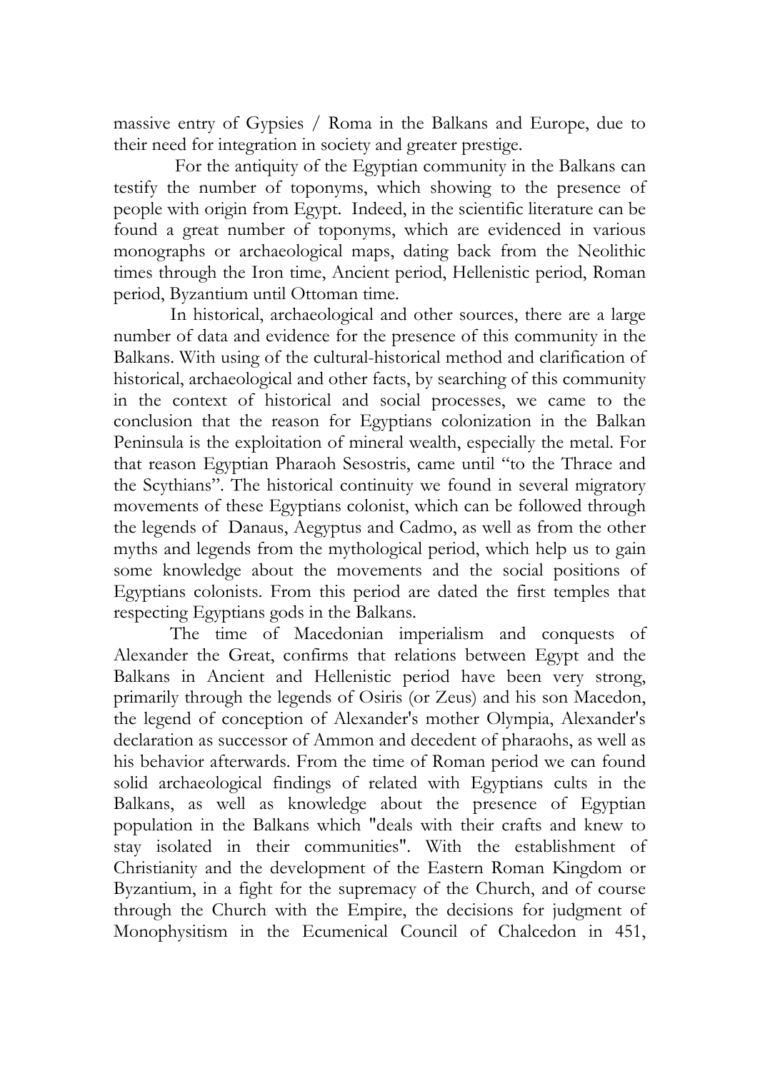massive entry of Gypsies / Roma in the Balkans and Europe, due to their need for integration in society and greater prestige.

For the antiquity of the Egyptian community in the Balkans can testify the number of toponyms, which showing to the presence of people with origin from Egypt. Indeed, in the scientific literature can be found a great number of toponyms, which are evidenced in various monographs or archaeological maps, dating back from the Neolithic times through the Iron time, Ancient period, Hellenistic period, Roman period, Byzantium until Ottoman time.

In historical, archaeological and other sources, there are a large number of data and evidence for the presence of this community in the Balkans. With using of the cultural-historical method and clarification of historical, archaeological and other facts, by searching of this community in the context of historical and social processes, we came to the conclusion that the reason for Egyptians colonization in the Balkan Peninsula is the exploitation of mineral wealth, especially the metal. For that reason Egyptian Pharaoh Sesostris, came until "to the Thrace and the Scythians". The historical continuity we found in several migratory movements of these Egyptians colonist, which can be followed through the legends of Danaus, Aegyptus and Cadmo, as well as from the other myths and legends from the mythological period, which help us to gain some knowledge about the movements and the social positions of Egyptians colonists. From this period are dated the first temples that respecting Egyptians gods in the Balkans.

The time of Macedonian imperialism and conquests of Alexander the Great, confirms that relations between Egypt and the Balkans in Ancient and Hellenistic period have been very strong, primarily through the legends of Osiris (or Zeus) and his son Macedon, the legend of conception of Alexander's mother Olympia, Alexander's declaration as successor of Ammon and decedent of pharaohs, as well as his behavior afterwards. From the time of Roman period we can found solid archaeological findings of related with Egyptians cults in the Balkans, as well as knowledge about the presence of Egyptian population in the Balkans which "deals with their crafts and knew to stay isolated in their communities". With the establishment of Christianity and the development of the Eastern Roman Kingdom or Byzantium, in a fight for the supremacy of the Church, and of course through the Church with the Empire, the decisions for judgment of Monophysitism in the Ecumenical Council of Chalcedon in 451,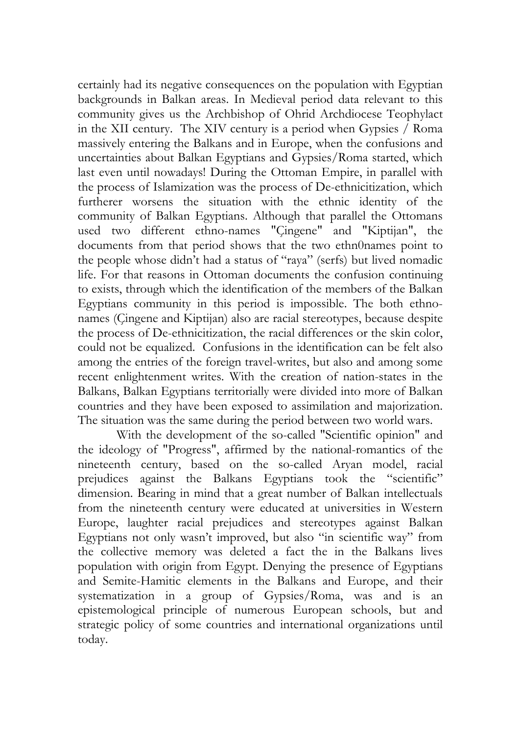certainly had its negative consequences on the population with Egyptian backgrounds in Balkan areas. In Medieval period data relevant to this community gives us the Archbishop of Ohrid Archdiocese Teophylact in the XII century. The XIV century is a period when Gypsies / Roma massively entering the Balkans and in Europe, when the confusions and uncertainties about Balkan Egyptians and Gypsies/Roma started, which last even until nowadays! During the Ottoman Empire, in parallel with the process of Islamization was the process of De-ethnicitization, which furtherer worsens the situation with the ethnic identity of the community of Balkan Egyptians. Although that parallel the Ottomans used two different ethno-names "Çingene" and "Kiptijan", the documents from that period shows that the two ethn0names point to the people whose didn't had a status of "raya" (serfs) but lived nomadic life. For that reasons in Ottoman documents the confusion continuing to exists, through which the identification of the members of the Balkan Egyptians community in this period is impossible. The both ethno-names (Çingene and Kiptijan) also are racial stereotypes, because despite the process of De-ethnicitization, the racial differences or the skin color, could not be equalized. Confusions in the identification can be felt also among the entries of the foreign travel-writes, but also and among some recent enlightenment writes. With the creation of nation-states in the Balkans, Balkan Egyptians territorially were divided into more of Balkan countries and they have been exposed to assimilation and majorization. The situation was the same during the period between two world wars.

With the development of the so-called "Scientific opinion" and the ideology of "Progress", affirmed by the national-romantics of the nineteenth century, based on the so-called Aryan model, racial prejudices against the Balkans Egyptians took the "scientific" dimension. Bearing in mind that a great number of Balkan intellectuals from the nineteenth century were educated at universities in Western Europe, laughter racial prejudices and stereotypes against Balkan Egyptians not only wasn't improved, but also "in scientific way" from the collective memory was deleted a fact the in the Balkans lives population with origin from Egypt. Denying the presence of Egyptians and Semite-Hamitic elements in the Balkans and Europe, and their systematization in a group of Gypsies/Roma, was and is an epistemological principle of numerous European schools, but and strategic policy of some countries and international organizations until today.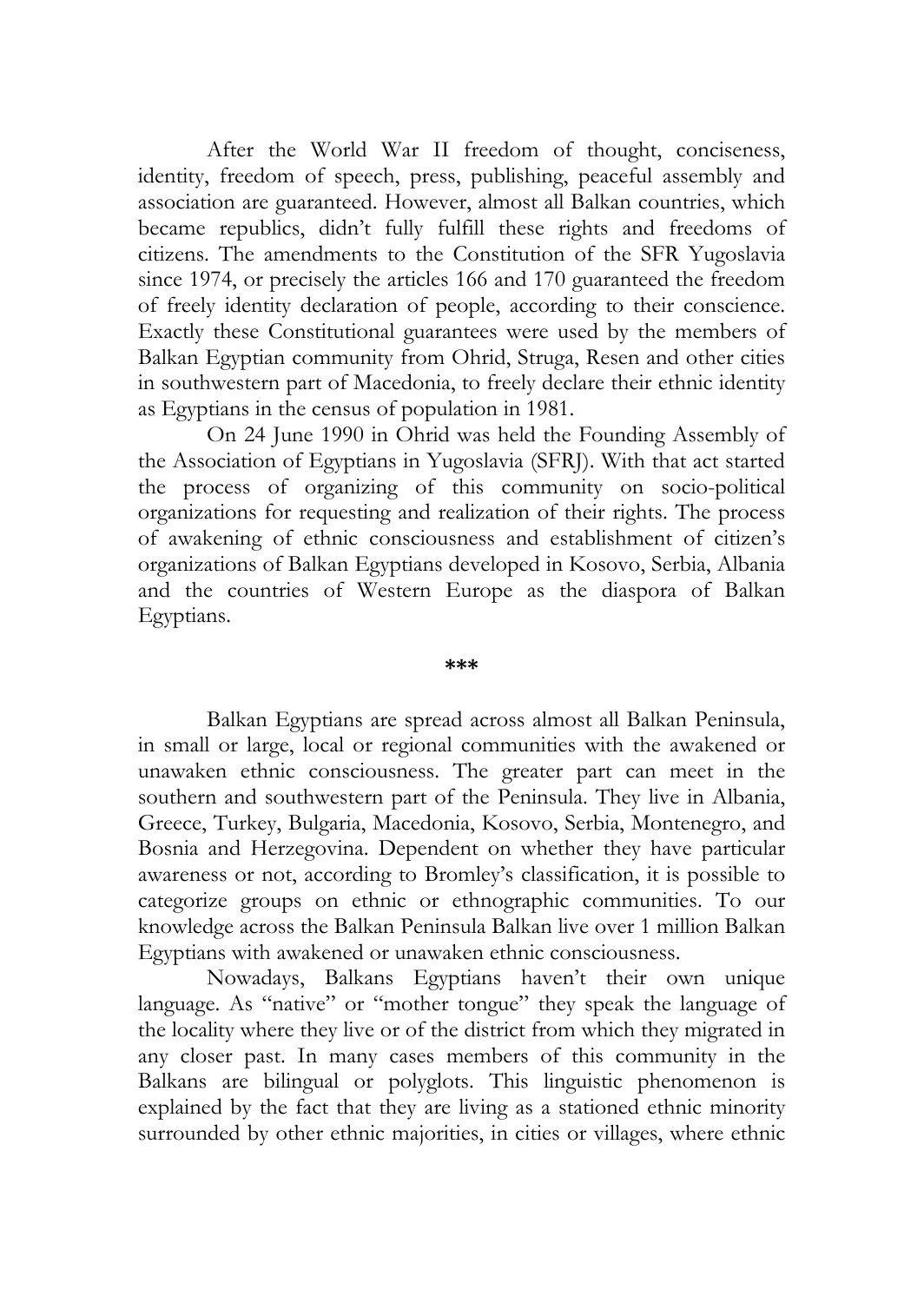After the World War II freedom of thought, conciseness, identity, freedom of speech, press, publishing, peaceful assembly and association are guaranteed. However, almost all Balkan countries, which became republics, didn't fully fulfill these rights and freedoms of citizens. The amendments to the Constitution of the SFR Yugoslavia since 1974, or precisely the articles 166 and 170 guaranteed the freedom of freely identity declaration of people, according to their conscience. Exactly these Constitutional guarantees were used by the members of Balkan Egyptian community from Ohrid, Struga, Resen and other cities in southwestern part of Macedonia, to freely declare their ethnic identity as Egyptians in the census of population in 1981.

On 24 June 1990 in Ohrid was held the Founding Assembly of the Association of Egyptians in Yugoslavia (SFRJ). With that act started the process of organizing of this community on socio-political organizations for requesting and realization of their rights. The process of awakening of ethnic consciousness and establishment of citizen's organizations of Balkan Egyptians developed in Kosovo, Serbia, Albania and the countries of Western Europe as the diaspora of Balkan Egyptians.

***

Balkan Egyptians are spread across almost all Balkan Peninsula, in small or large, local or regional communities with the awakened or unawaken ethnic consciousness. The greater part can meet in the southern and southwestern part of the Peninsula. They live in Albania, Greece, Turkey, Bulgaria, Macedonia, Kosovo, Serbia, Montenegro, and Bosnia and Herzegovina. Dependent on whether they have particular awareness or not, according to Bromley's classification, it is possible to categorize groups on ethnic or ethnographic communities. To our knowledge across the Balkan Peninsula Balkan live over 1 million Balkan Egyptians with awakened or unawaken ethnic consciousness.

Nowadays, Balkans Egyptians haven't their own unique language. As "native" or "mother tongue" they speak the language of the locality where they live or of the district from which they migrated in any closer past. In many cases members of this community in the Balkans are bilingual or polyglots. This linguistic phenomenon is explained by the fact that they are living as a stationed ethnic minority surrounded by other ethnic majorities, in cities or villages, where ethnic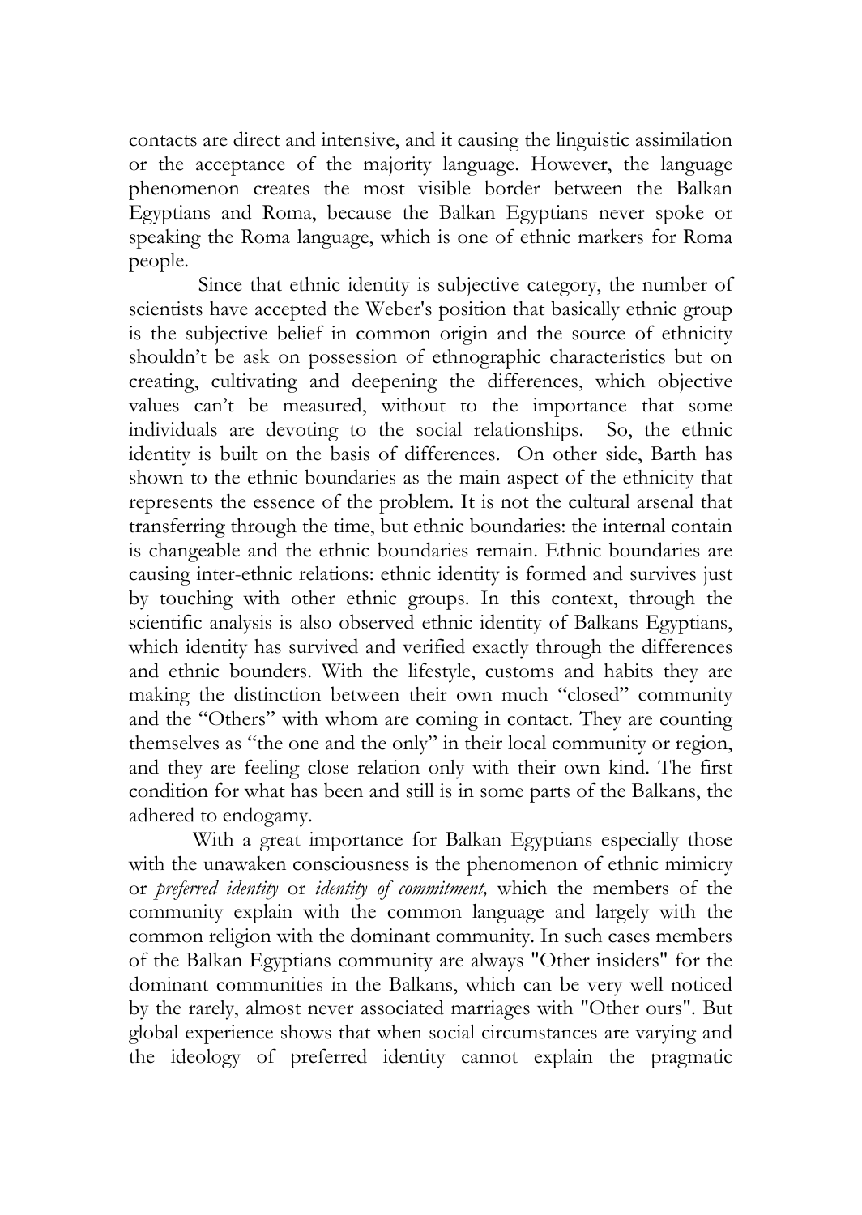contacts are direct and intensive, and it causing the linguistic assimilation or the acceptance of the majority language. However, the language phenomenon creates the most visible border between the Balkan Egyptians and Roma, because the Balkan Egyptians never spoke or speaking the Roma language, which is one of ethnic markers for Roma people.

Since that ethnic identity is subjective category, the number of scientists have accepted the Weber's position that basically ethnic group is the subjective belief in common origin and the source of ethnicity shouldn't be ask on possession of ethnographic characteristics but on creating, cultivating and deepening the differences, which objective values can't be measured, without to the importance that some individuals are devoting to the social relationships. So, the ethnic identity is built on the basis of differences. On other side, Barth has shown to the ethnic boundaries as the main aspect of the ethnicity that represents the essence of the problem. It is not the cultural arsenal that transferring through the time, but ethnic boundaries: the internal contain is changeable and the ethnic boundaries remain. Ethnic boundaries are causing inter-ethnic relations: ethnic identity is formed and survives just by touching with other ethnic groups. In this context, through the scientific analysis is also observed ethnic identity of Balkans Egyptians, which identity has survived and verified exactly through the differences and ethnic bounders. With the lifestyle, customs and habits they are making the distinction between their own much "closed" community and the "Others" with whom are coming in contact. They are counting themselves as "the one and the only" in their local community or region, and they are feeling close relation only with their own kind. The first condition for what has been and still is in some parts of the Balkans, the adhered to endogamy.

With a great importance for Balkan Egyptians especially those with the unawaken consciousness is the phenomenon of ethnic mimicry or *preferred identity* or *identity of commitment,* which the members of the community explain with the common language and largely with the common religion with the dominant community. In such cases members of the Balkan Egyptians community are always "Other insiders" for the dominant communities in the Balkans, which can be very well noticed by the rarely, almost never associated marriages with "Other ours". But global experience shows that when social circumstances are varying and the ideology of preferred identity cannot explain the pragmatic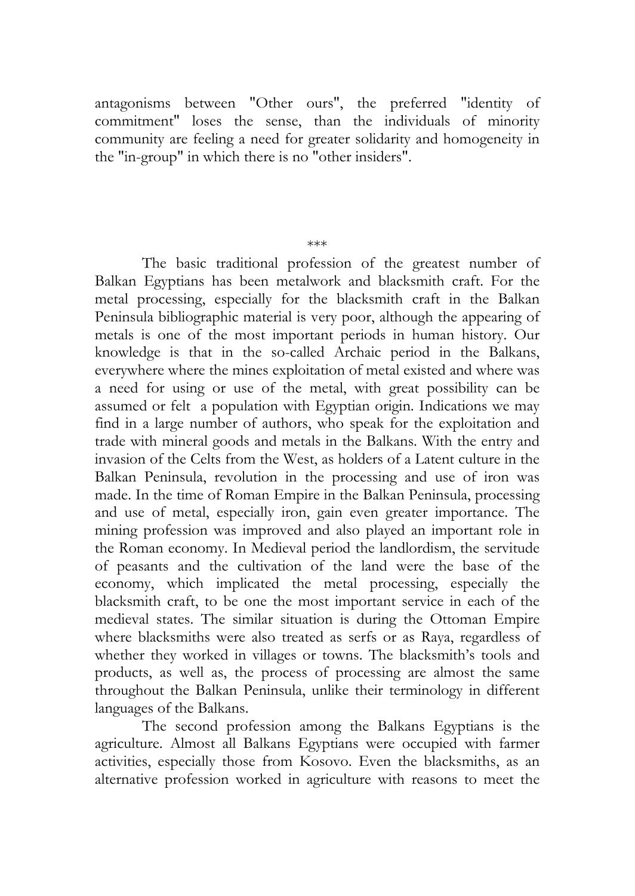antagonisms between "Other ours", the preferred "identity of commitment" loses the sense, than the individuals of minority community are feeling a need for greater solidarity and homogeneity in the "in-group" in which there is no "other insiders".

***

The basic traditional profession of the greatest number of Balkan Egyptians has been metalwork and blacksmith craft. For the metal processing, especially for the blacksmith craft in the Balkan Peninsula bibliographic material is very poor, although the appearing of metals is one of the most important periods in human history. Our knowledge is that in the so-called Archaic period in the Balkans, everywhere where the mines exploitation of metal existed and where was a need for using or use of the metal, with great possibility can be assumed or felt a population with Egyptian origin. Indications we may find in a large number of authors, who speak for the exploitation and trade with mineral goods and metals in the Balkans. With the entry and invasion of the Celts from the West, as holders of a Latent culture in the Balkan Peninsula, revolution in the processing and use of iron was made. In the time of Roman Empire in the Balkan Peninsula, processing and use of metal, especially iron, gain even greater importance. The mining profession was improved and also played an important role in the Roman economy. In Medieval period the landlordism, the servitude of peasants and the cultivation of the land were the base of the economy, which implicated the metal processing, especially the blacksmith craft, to be one the most important service in each of the medieval states. The similar situation is during the Ottoman Empire where blacksmiths were also treated as serfs or as Raya, regardless of whether they worked in villages or towns. The blacksmith's tools and products, as well as, the process of processing are almost the same throughout the Balkan Peninsula, unlike their terminology in different languages of the Balkans.

The second profession among the Balkans Egyptians is the agriculture. Almost all Balkans Egyptians were occupied with farmer activities, especially those from Kosovo. Even the blacksmiths, as an alternative profession worked in agriculture with reasons to meet the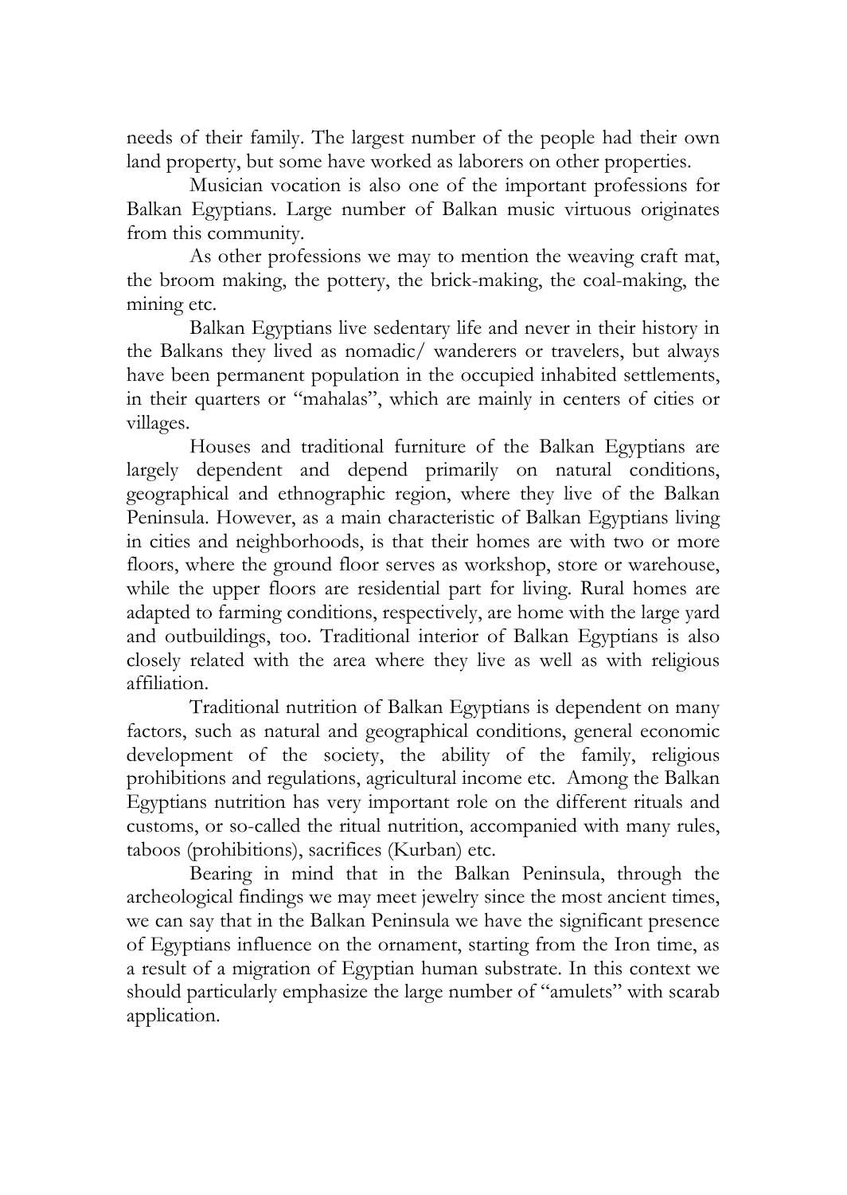needs of their family. The largest number of the people had their own land property, but some have worked as laborers on other properties.

Musician vocation is also one of the important professions for Balkan Egyptians. Large number of Balkan music virtuous originates from this community.

As other professions we may to mention the weaving craft mat, the broom making, the pottery, the brick-making, the coal-making, the mining etc.

Balkan Egyptians live sedentary life and never in their history in the Balkans they lived as nomadic/ wanderers or travelers, but always have been permanent population in the occupied inhabited settlements, in their quarters or "mahalas", which are mainly in centers of cities or villages.

Houses and traditional furniture of the Balkan Egyptians are largely dependent and depend primarily on natural conditions, geographical and ethnographic region, where they live of the Balkan Peninsula. However, as a main characteristic of Balkan Egyptians living in cities and neighborhoods, is that their homes are with two or more floors, where the ground floor serves as workshop, store or warehouse, while the upper floors are residential part for living. Rural homes are adapted to farming conditions, respectively, are home with the large yard and outbuildings, too. Traditional interior of Balkan Egyptians is also closely related with the area where they live as well as with religious affiliation.

Traditional nutrition of Balkan Egyptians is dependent on many factors, such as natural and geographical conditions, general economic development of the society, the ability of the family, religious prohibitions and regulations, agricultural income etc. Among the Balkan Egyptians nutrition has very important role on the different rituals and customs, or so-called the ritual nutrition, accompanied with many rules, taboos (prohibitions), sacrifices (Kurban) etc.

Bearing in mind that in the Balkan Peninsula, through the archeological findings we may meet jewelry since the most ancient times, we can say that in the Balkan Peninsula we have the significant presence of Egyptians influence on the ornament, starting from the Iron time, as a result of a migration of Egyptian human substrate. In this context we should particularly emphasize the large number of "amulets" with scarab application.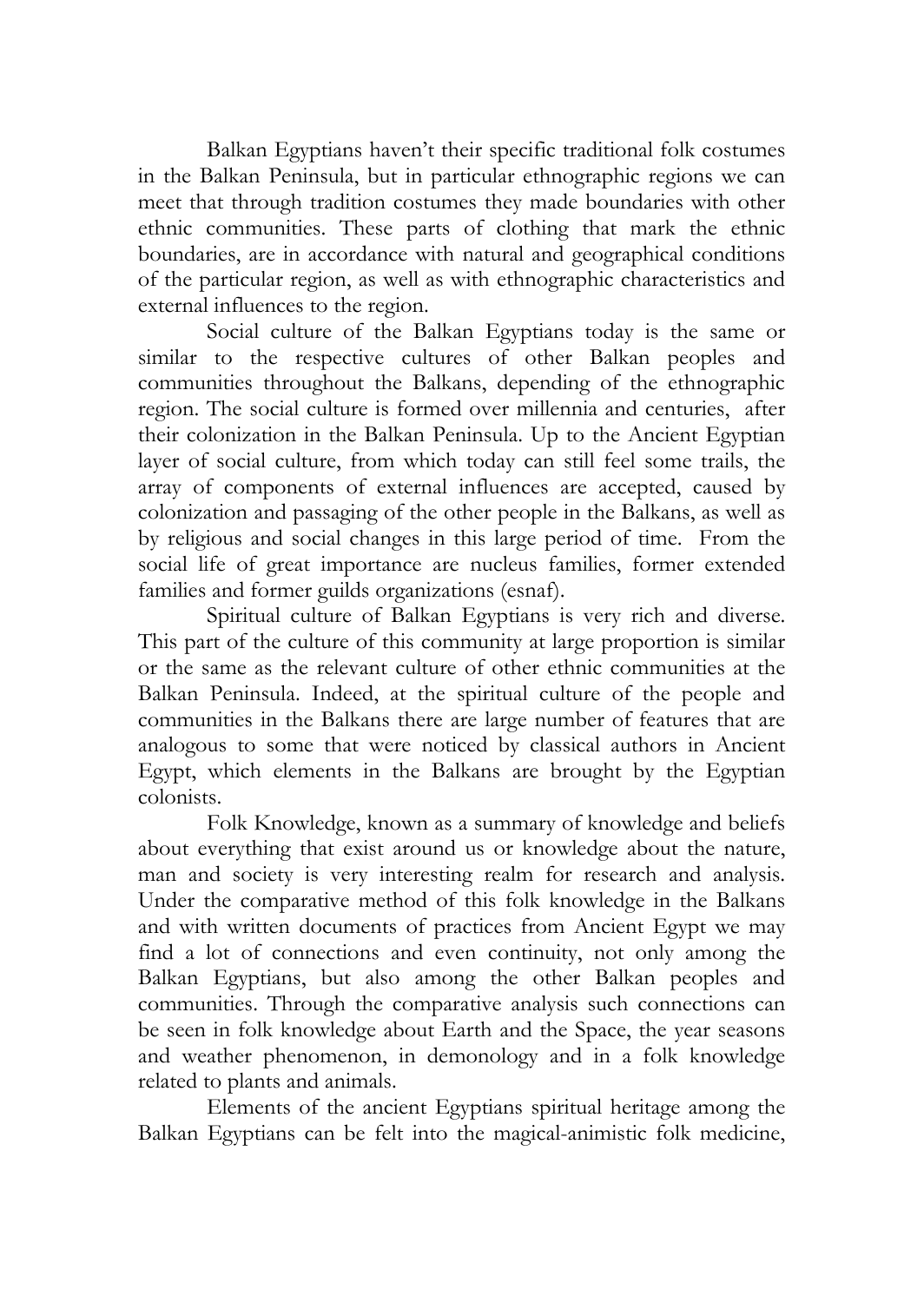Balkan Egyptians haven't their specific traditional folk costumes in the Balkan Peninsula, but in particular ethnographic regions we can meet that through tradition costumes they made boundaries with other ethnic communities. These parts of clothing that mark the ethnic boundaries, are in accordance with natural and geographical conditions of the particular region, as well as with ethnographic characteristics and external influences to the region.

Social culture of the Balkan Egyptians today is the same or similar to the respective cultures of other Balkan peoples and communities throughout the Balkans, depending of the ethnographic region. The social culture is formed over millennia and centuries, after their colonization in the Balkan Peninsula. Up to the Ancient Egyptian layer of social culture, from which today can still feel some trails, the array of components of external influences are accepted, caused by colonization and passaging of the other people in the Balkans, as well as by religious and social changes in this large period of time. From the social life of great importance are nucleus families, former extended families and former guilds organizations (esnaf).

Spiritual culture of Balkan Egyptians is very rich and diverse. This part of the culture of this community at large proportion is similar or the same as the relevant culture of other ethnic communities at the Balkan Peninsula. Indeed, at the spiritual culture of the people and communities in the Balkans there are large number of features that are analogous to some that were noticed by classical authors in Ancient Egypt, which elements in the Balkans are brought by the Egyptian colonists.

Folk Knowledge, known as a summary of knowledge and beliefs about everything that exist around us or knowledge about the nature, man and society is very interesting realm for research and analysis. Under the comparative method of this folk knowledge in the Balkans and with written documents of practices from Ancient Egypt we may find a lot of connections and even continuity, not only among the Balkan Egyptians, but also among the other Balkan peoples and communities. Through the comparative analysis such connections can be seen in folk knowledge about Earth and the Space, the year seasons and weather phenomenon, in demonology and in a folk knowledge related to plants and animals.

Elements of the ancient Egyptians spiritual heritage among the Balkan Egyptians can be felt into the magical-animistic folk medicine,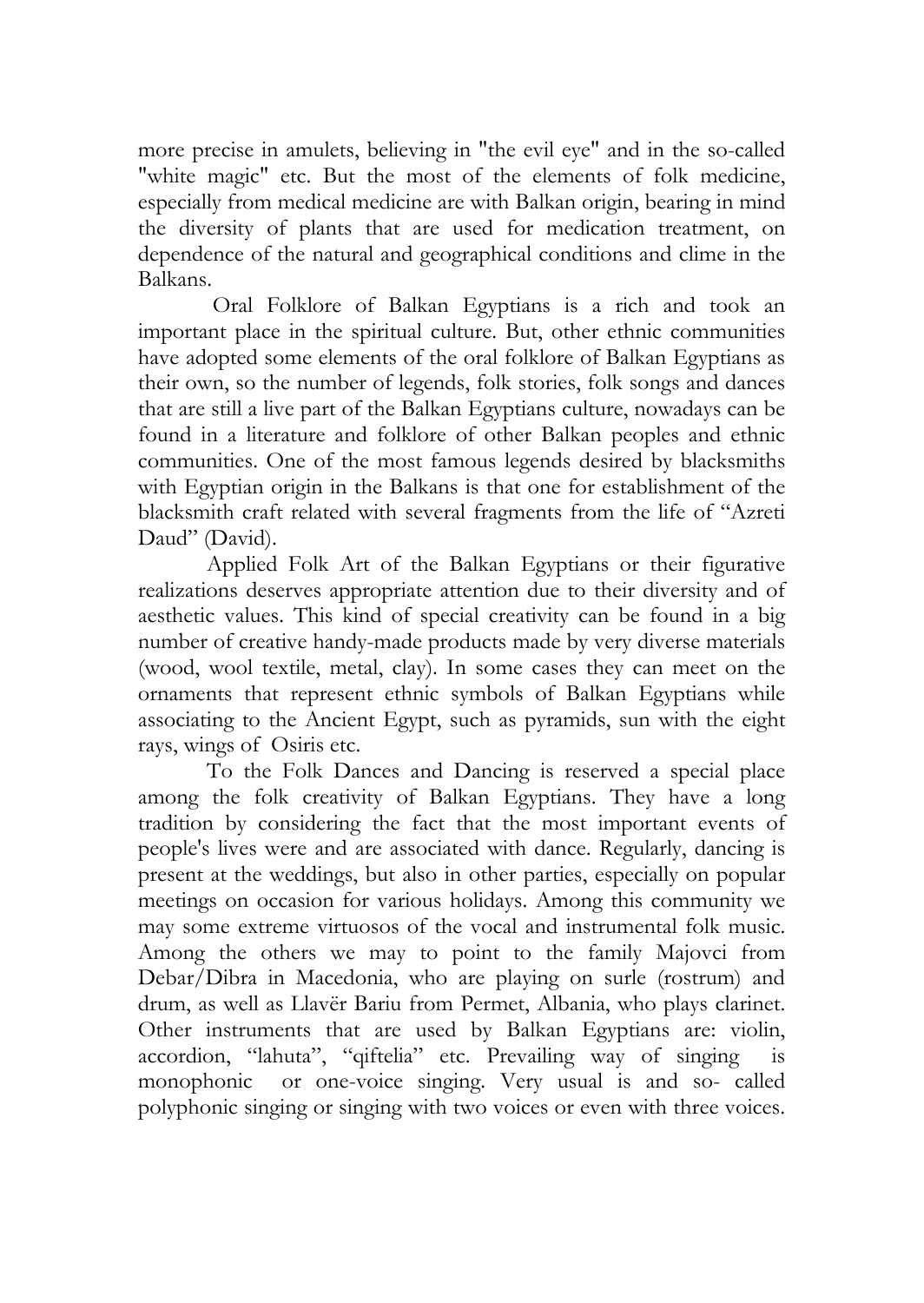more precise in amulets, believing in "the evil eye" and in the so-called "white magic" etc. But the most of the elements of folk medicine, especially from medical medicine are with Balkan origin, bearing in mind the diversity of plants that are used for medication treatment, on dependence of the natural and geographical conditions and clime in the Balkans.

Oral Folklore of Balkan Egyptians is a rich and took an important place in the spiritual culture. But, other ethnic communities have adopted some elements of the oral folklore of Balkan Egyptians as their own, so the number of legends, folk stories, folk songs and dances that are still a live part of the Balkan Egyptians culture, nowadays can be found in a literature and folklore of other Balkan peoples and ethnic communities. One of the most famous legends desired by blacksmiths with Egyptian origin in the Balkans is that one for establishment of the blacksmith craft related with several fragments from the life of "Azreti Daud" (David).

Applied Folk Art of the Balkan Egyptians or their figurative realizations deserves appropriate attention due to their diversity and of aesthetic values. This kind of special creativity can be found in a big number of creative handy-made products made by very diverse materials (wood, wool textile, metal, clay). In some cases they can meet on the ornaments that represent ethnic symbols of Balkan Egyptians while associating to the Ancient Egypt, such as pyramids, sun with the eight rays, wings of Osiris etc.

To the Folk Dances and Dancing is reserved a special place among the folk creativity of Balkan Egyptians. They have a long tradition by considering the fact that the most important events of people's lives were and are associated with dance. Regularly, dancing is present at the weddings, but also in other parties, especially on popular meetings on occasion for various holidays. Among this community we may some extreme virtuosos of the vocal and instrumental folk music. Among the others we may to point to the family Majovci from Debar/Dibra in Macedonia, who are playing on surle (rostrum) and drum, as well as Llavër Bariu from Permet, Albania, who plays clarinet. Other instruments that are used by Balkan Egyptians are: violin, accordion, "lahuta", "qiftelia" etc. Prevailing way of singing is monophonic or one-voice singing. Very usual is and so- called polyphonic singing or singing with two voices or even with three voices.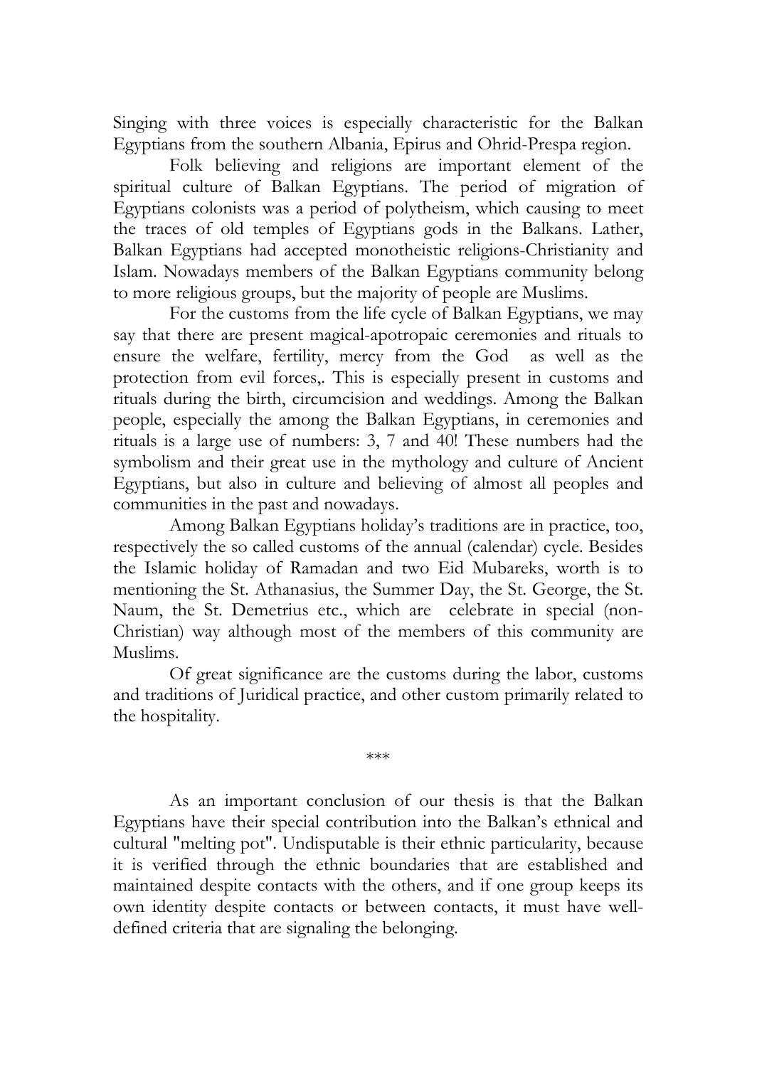Singing with three voices is especially characteristic for the Balkan Egyptians from the southern Albania, Epirus and Ohrid-Prespa region.

Folk believing and religions are important element of the spiritual culture of Balkan Egyptians. The period of migration of Egyptians colonists was a period of polytheism, which causing to meet the traces of old temples of Egyptians gods in the Balkans. Lather, Balkan Egyptians had accepted monotheistic religions-Christianity and Islam. Nowadays members of the Balkan Egyptians community belong to more religious groups, but the majority of people are Muslims.

For the customs from the life cycle of Balkan Egyptians, we may say that there are present magical-apotropaic ceremonies and rituals to ensure the welfare, fertility, mercy from the God as well as the protection from evil forces,. This is especially present in customs and rituals during the birth, circumcision and weddings. Among the Balkan people, especially the among the Balkan Egyptians, in ceremonies and rituals is a large use of numbers: 3, 7 and 40! These numbers had the symbolism and their great use in the mythology and culture of Ancient Egyptians, but also in culture and believing of almost all peoples and communities in the past and nowadays.

Among Balkan Egyptians holiday's traditions are in practice, too, respectively the so called customs of the annual (calendar) cycle. Besides the Islamic holiday of Ramadan and two Eid Mubareks, worth is to mentioning the St. Athanasius, the Summer Day, the St. George, the St. Naum, the St. Demetrius etc., which are celebrate in special (non-Christian) way although most of the members of this community are Muslims.

Of great significance are the customs during the labor, customs and traditions of Juridical practice, and other custom primarily related to the hospitality.

***

As an important conclusion of our thesis is that the Balkan Egyptians have their special contribution into the Balkan's ethnical and cultural "melting pot". Undisputable is their ethnic particularity, because it is verified through the ethnic boundaries that are established and maintained despite contacts with the others, and if one group keeps its own identity despite contacts or between contacts, it must have well-defined criteria that are signaling the belonging.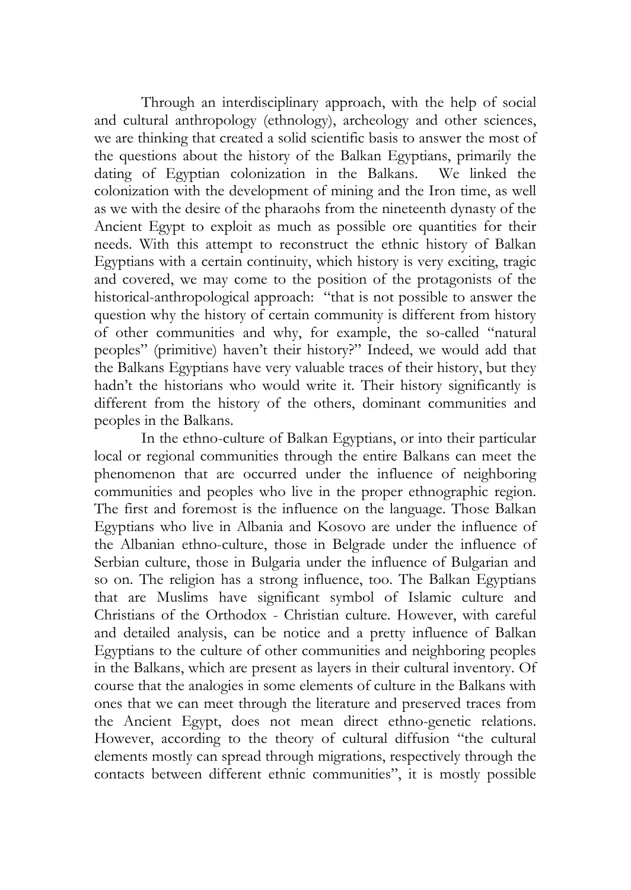Through an interdisciplinary approach, with the help of social and cultural anthropology (ethnology), archeology and other sciences, we are thinking that created a solid scientific basis to answer the most of the questions about the history of the Balkan Egyptians, primarily the dating of Egyptian colonization in the Balkans. We linked the colonization with the development of mining and the Iron time, as well as we with the desire of the pharaohs from the nineteenth dynasty of the Ancient Egypt to exploit as much as possible ore quantities for their needs. With this attempt to reconstruct the ethnic history of Balkan Egyptians with a certain continuity, which history is very exciting, tragic and covered, we may come to the position of the protagonists of the historical-anthropological approach: "that is not possible to answer the question why the history of certain community is different from history of other communities and why, for example, the so-called "natural peoples" (primitive) haven't their history?" Indeed, we would add that the Balkans Egyptians have very valuable traces of their history, but they hadn't the historians who would write it. Their history significantly is different from the history of the others, dominant communities and peoples in the Balkans.

In the ethno-culture of Balkan Egyptians, or into their particular local or regional communities through the entire Balkans can meet the phenomenon that are occurred under the influence of neighboring communities and peoples who live in the proper ethnographic region. The first and foremost is the influence on the language. Those Balkan Egyptians who live in Albania and Kosovo are under the influence of the Albanian ethno-culture, those in Belgrade under the influence of Serbian culture, those in Bulgaria under the influence of Bulgarian and so on. The religion has a strong influence, too. The Balkan Egyptians that are Muslims have significant symbol of Islamic culture and Christians of the Orthodox - Christian culture. However, with careful and detailed analysis, can be notice and a pretty influence of Balkan Egyptians to the culture of other communities and neighboring peoples in the Balkans, which are present as layers in their cultural inventory. Of course that the analogies in some elements of culture in the Balkans with ones that we can meet through the literature and preserved traces from the Ancient Egypt, does not mean direct ethno-genetic relations. However, according to the theory of cultural diffusion "the cultural elements mostly can spread through migrations, respectively through the contacts between different ethnic communities", it is mostly possible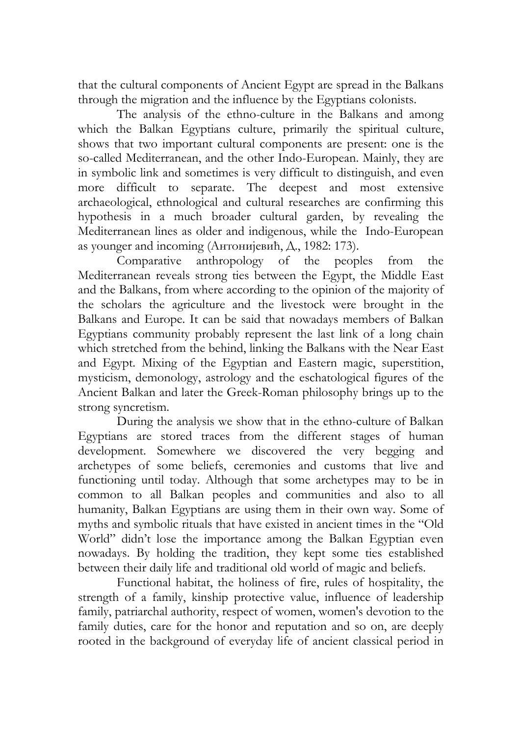that the cultural components of Ancient Egypt are spread in the Balkans through the migration and the influence by the Egyptians colonists.

The analysis of the ethno-culture in the Balkans and among which the Balkan Egyptians culture, primarily the spiritual culture, shows that two important cultural components are present: one is the so-called Mediterranean, and the other Indo-European. Mainly, they are in symbolic link and sometimes is very difficult to distinguish, and even more difficult to separate. The deepest and most extensive archaeological, ethnological and cultural researches are confirming this hypothesis in a much broader cultural garden, by revealing the Mediterranean lines as older and indigenous, while the Indo-European as younger and incoming (Антонијевић, Д., 1982: 173).

Comparative anthropology of the peoples from the Mediterranean reveals strong ties between the Egypt, the Middle East and the Balkans, from where according to the opinion of the majority of the scholars the agriculture and the livestock were brought in the Balkans and Europe. It can be said that nowadays members of Balkan Egyptians community probably represent the last link of a long chain which stretched from the behind, linking the Balkans with the Near East and Egypt. Mixing of the Egyptian and Eastern magic, superstition, mysticism, demonology, astrology and the eschatological figures of the Ancient Balkan and later the Greek-Roman philosophy brings up to the strong syncretism.

During the analysis we show that in the ethno-culture of Balkan Egyptians are stored traces from the different stages of human development. Somewhere we discovered the very begging and archetypes of some beliefs, ceremonies and customs that live and functioning until today. Although that some archetypes may to be in common to all Balkan peoples and communities and also to all humanity, Balkan Egyptians are using them in their own way. Some of myths and symbolic rituals that have existed in ancient times in the "Old World" didn't lose the importance among the Balkan Egyptian even nowadays. By holding the tradition, they kept some ties established between their daily life and traditional old world of magic and beliefs.

Functional habitat, the holiness of fire, rules of hospitality, the strength of a family, kinship protective value, influence of leadership family, patriarchal authority, respect of women, women's devotion to the family duties, care for the honor and reputation and so on, are deeply rooted in the background of everyday life of ancient classical period in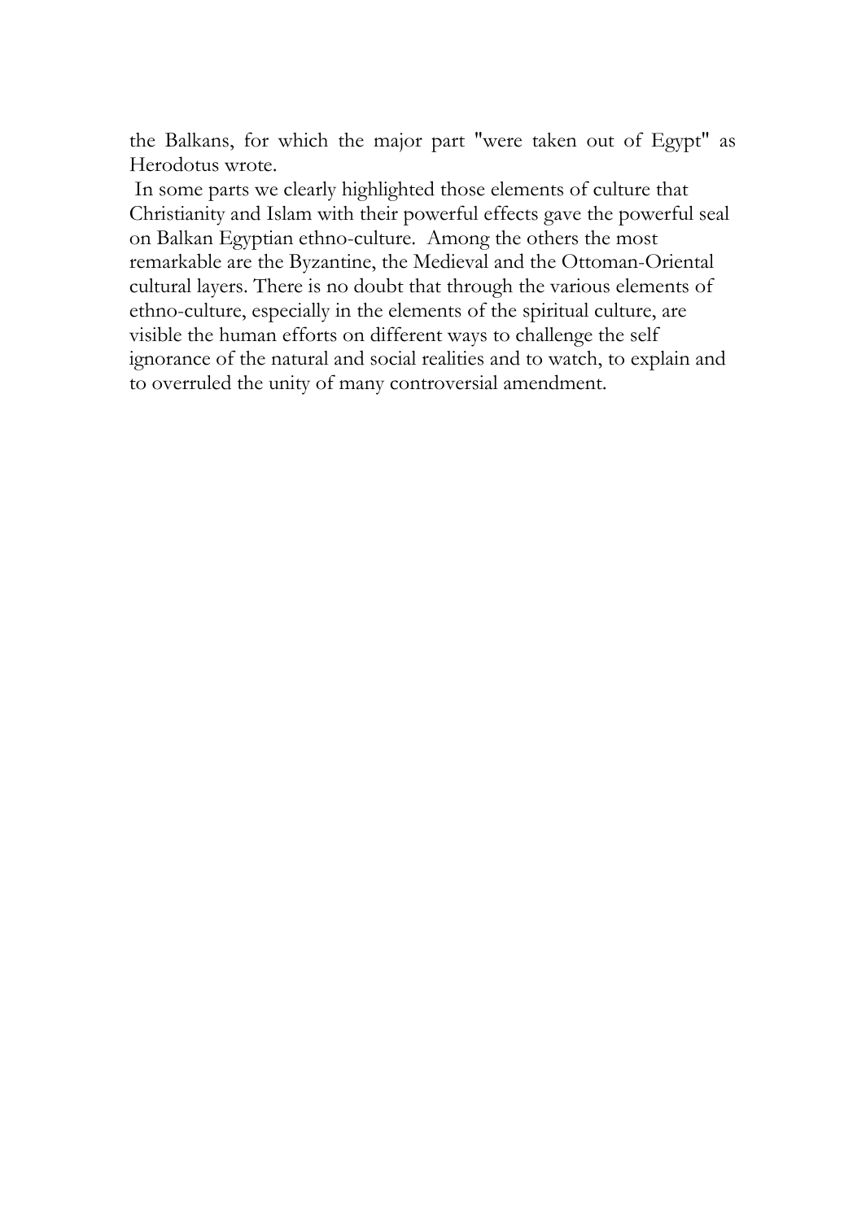the Balkans, for which the major part "were taken out of Egypt" as Herodotus wrote.

In some parts we clearly highlighted those elements of culture that Christianity and Islam with their powerful effects gave the powerful seal on Balkan Egyptian ethno-culture. Among the others the most remarkable are the Byzantine, the Medieval and the Ottoman-Oriental cultural layers. There is no doubt that through the various elements of ethno-culture, especially in the elements of the spiritual culture, are visible the human efforts on different ways to challenge the self ignorance of the natural and social realities and to watch, to explain and to overruled the unity of many controversial amendment.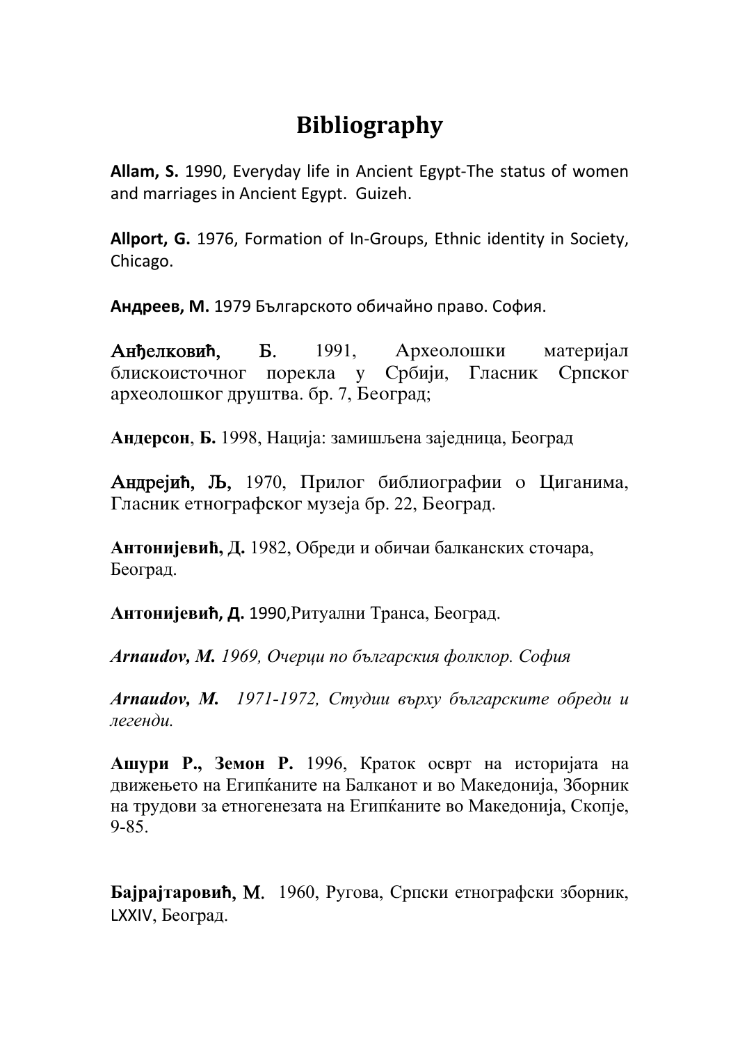# Bibliography

**Allam, S.** 1990, Everyday life in Ancient Egypt-The status of women and marriages in Ancient Egypt. Guizeh.

**Allport, G.** 1976, Formation of In-Groups, Ethnic identity in Society, Chicago.

**Андреев, М.** 1979 Българското обичайно право. София.

**Анђелковић, Б.** 1991, Археолошки материјал блискоисточног порекла у Србији, Гласник Српског археолошког друштва. бр. 7, Београд;

**Андерсон**, **Б.** 1998, Нација: замишљена заједница, Београд

**Андрејић, Љ,** 1970, Прилог библиографии о Циганима, Гласник етнографског музеја бр. 22, Београд.

**Антонијевић, Д.** 1982, Обреди и обичаи балканских сточара, Београд.

**Антонијевић, Д.** 1990,Ритуални Транса, Београд.

***Arnaudov, M.*** *1969, Очерци по българския фолклор. София*

***Arnaudov, M.*** *1971-1972, Студии върху българските обреди и легенди.*

**Ашури Р., Земон Р.** 1996, Краток осврт на историјата на движењето на Египќаните на Балканот и во Македонија, Зборник на трудови за етногенезата на Египќаните во Македонија, Скопје, 9-85.

**Бајрајтаровић, М.** 1960, Ругова, Српски етнографски зборник, LXXIV, Београд.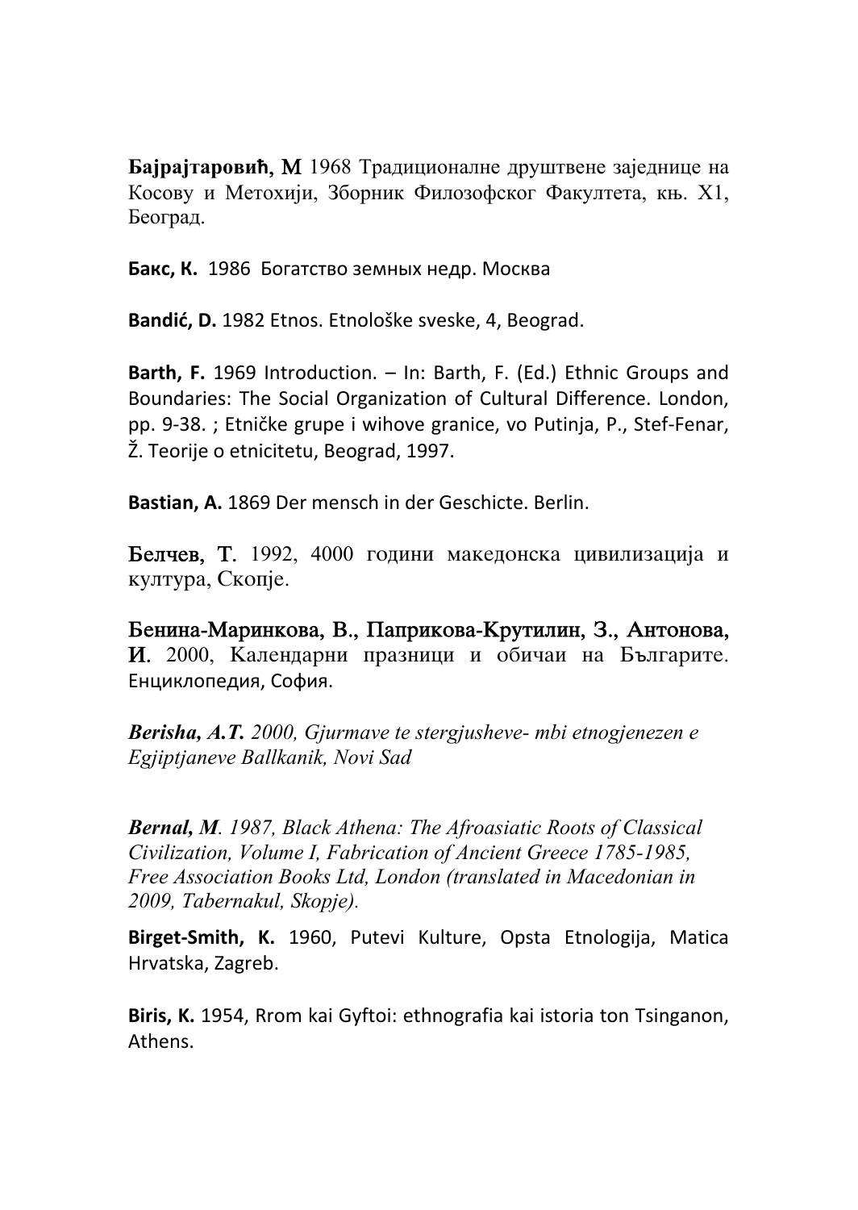**Бајрајтаровић, М** 1968 Традиционалне друштвене заједнице на Косову и Метохији, Зборник Филозофског Факултета, књ. X1, Београд.

**Бакс, К.** 1986 Богатство земных недр. Москва

**Bandić, D.** 1982 Etnos. Etnološke sveske, 4, Beograd.

**Barth, F.** 1969 Introduction. – In: Barth, F. (Ed.) Ethnic Groups and Boundaries: The Social Organization of Cultural Difference. London, pp. 9-38. ; Etničke grupe i wihove granice, vo Putinja, P., Stef-Fenar, Ž. Teorije o etnicitetu, Beograd, 1997.

**Bastian, A.** 1869 Der mensch in der Geschicte. Berlin.

**Белчев, Т.** 1992, 4000 години македонска цивилизација и култура, Скопје.

**Бенина-Маринкова, В., Паприкова-Крутилин, З., Антонова, И.** 2000, Календарни празници и обичаи на Българите. Енциклопедия, София.

***Berisha, A.T.*** *2000, Gjurmave te stergjusheve- mbi etnogjenezen e Egjiptjaneve Ballkanik, Novi Sad*

***Bernal, M****. 1987, Black Athena: The Afroasiatic Roots of Classical Civilization, Volume I, Fabrication of Ancient Greece 1785-1985, Free Association Books Ltd, London (translated in Macedonian in 2009, Tabernakul, Skopje).*

**Birget-Smith, K.** 1960, Putevi Kulture, Opsta Etnologija, Matica Hrvatska, Zagreb.

**Biris, K.** 1954, Rrom kai Gyftoi: ethnografia kai istoria ton Tsinganon, Athens.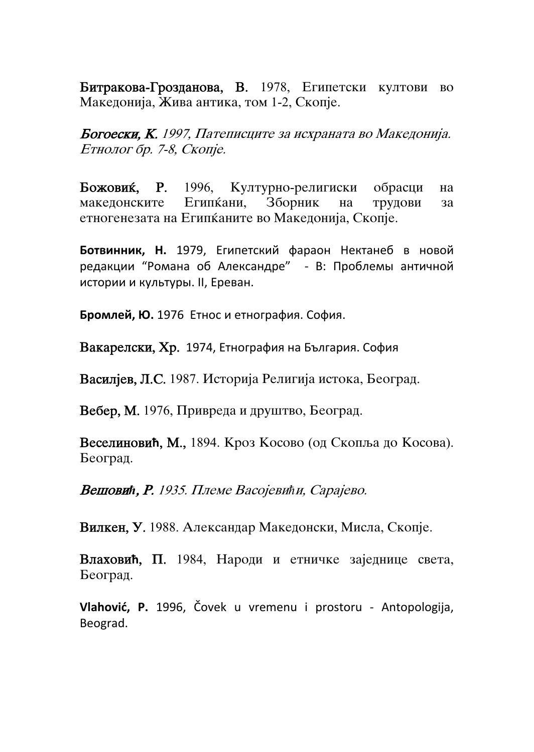**Битракова-Грозданова, В.** 1978, Египетски култови во Македонија, Жива антика, том 1-2, Скопје.

***Богоески, К.*** *1997, Патеписците за исхраната во Македонија. Етнолог бр. 7-8, Скопје.*

**Божовиќ, Р.** 1996, Културно-религиски обрасци на македонските Египќани, Зборник на трудови за етногенезата на Египќаните во Македонија, Скопје.

**Ботвинник, Н.** 1979, Египетский фараон Нектанеб в новой редакции "Романа об Александре" - В: Проблемы античной истории и культуры. II, Ереван.

**Бромлей, Ю.** 1976 Етнос и етнография. София.

**Вакарелски, Хр.** 1974, Етнография на България. София

**Васиљев, Л.С.** 1987. Историја Религија истока, Београд.

**Вебер, М.** 1976, Привреда и друштво, Београд.

**Веселиновић, М.,** 1894. Кроз Косово (од Скопља до Косова). Београд.

***Вешовић, Р.*** *1935. Племе Васојевићи, Сарајево.*

**Вилкен, У.** 1988. Александар Македонски, Мисла, Скопје.

**Влаховић, П.** 1984, Народи и етничке заједнице света, Београд.

**Vlahović, P.** 1996, Čovek u vremenu i prostoru - Antopologija, Beograd.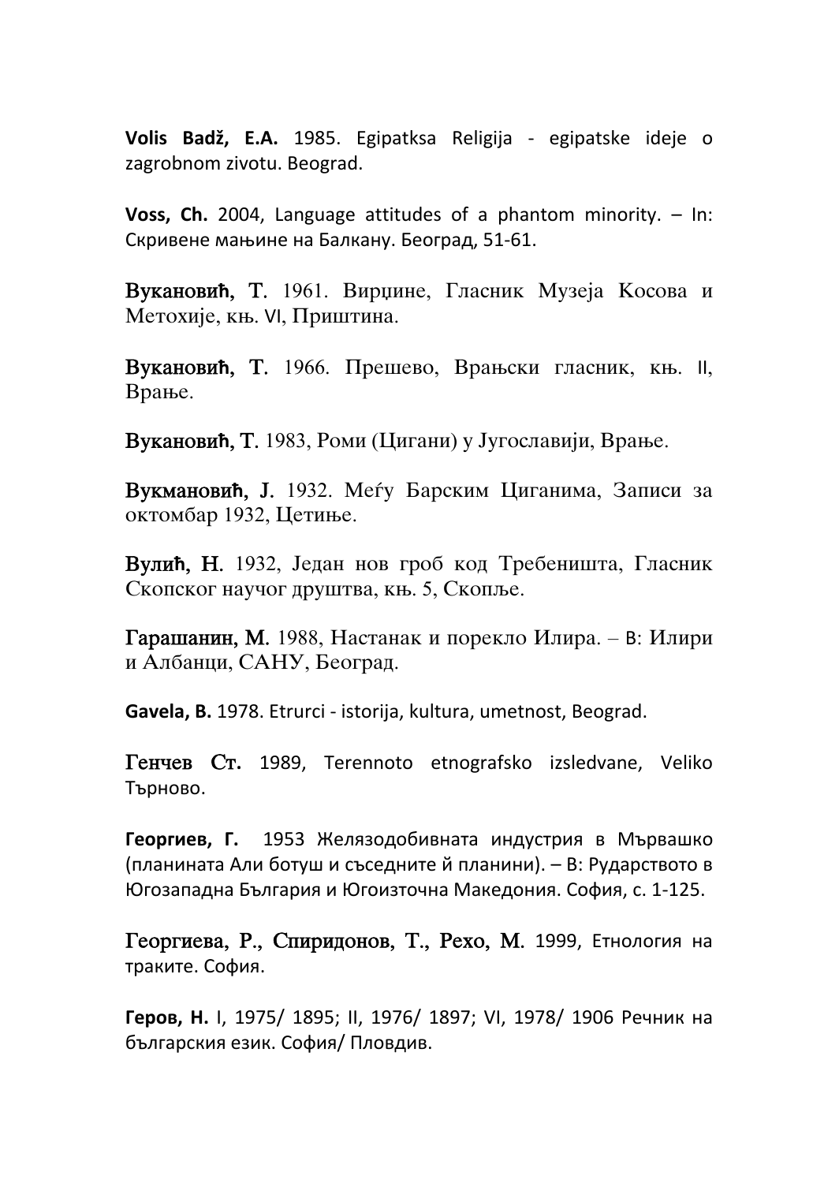**Volis Badž, E.A.** 1985. Egipatksa Religija - egipatske ideje o zagrobnom zivotu. Beograd.

**Voss, Ch.** 2004, Language attitudes of a phantom minority. – In: Скривене мањине на Балкану. Београд, 51-61.

**Вукановић, Т.** 1961. Вирџине, Гласник Музеја Косова и Метохије, књ. VI, Приштина.

**Вукановић, Т.** 1966. Прешево, Врањски гласник, књ. II, Врање.

**Вукановић, Т.** 1983, Роми (Цигани) у Југославији, Врање.

**Вукмановић, Ј.** 1932. Међу Барским Циганима, Записи за октомбар 1932, Цетиње.

**Вулић, Н.** 1932, Један нов гроб код Требеништа, Гласник Скопског научог друштва, књ. 5, Скопље.

**Гарашанин, М.** 1988, Настанак и порекло Илира. – В: Илири и Албанци, САНУ, Београд.

**Gavela, B.** 1978. Etrurci - istorija, kultura, umetnost, Beograd.

**Генчев Ст.** 1989, Terennoto etnografsko izsledvane, Veliko Търново.

**Георгиев, Г.** 1953 Желязодобивната индустрия в Мървашко (планината Али ботуш и съседните й планини). – В: Рударството в Югозападна България и Югоизточна Македония. София, с. 1-125.

**Георгиева, Р., Спиридонов, Т., Рехо, М.** 1999, Етнология на траките. София.

**Геров, Н.** I, 1975/ 1895; II, 1976/ 1897; VI, 1978/ 1906 Речник на българския език. София/ Пловдив.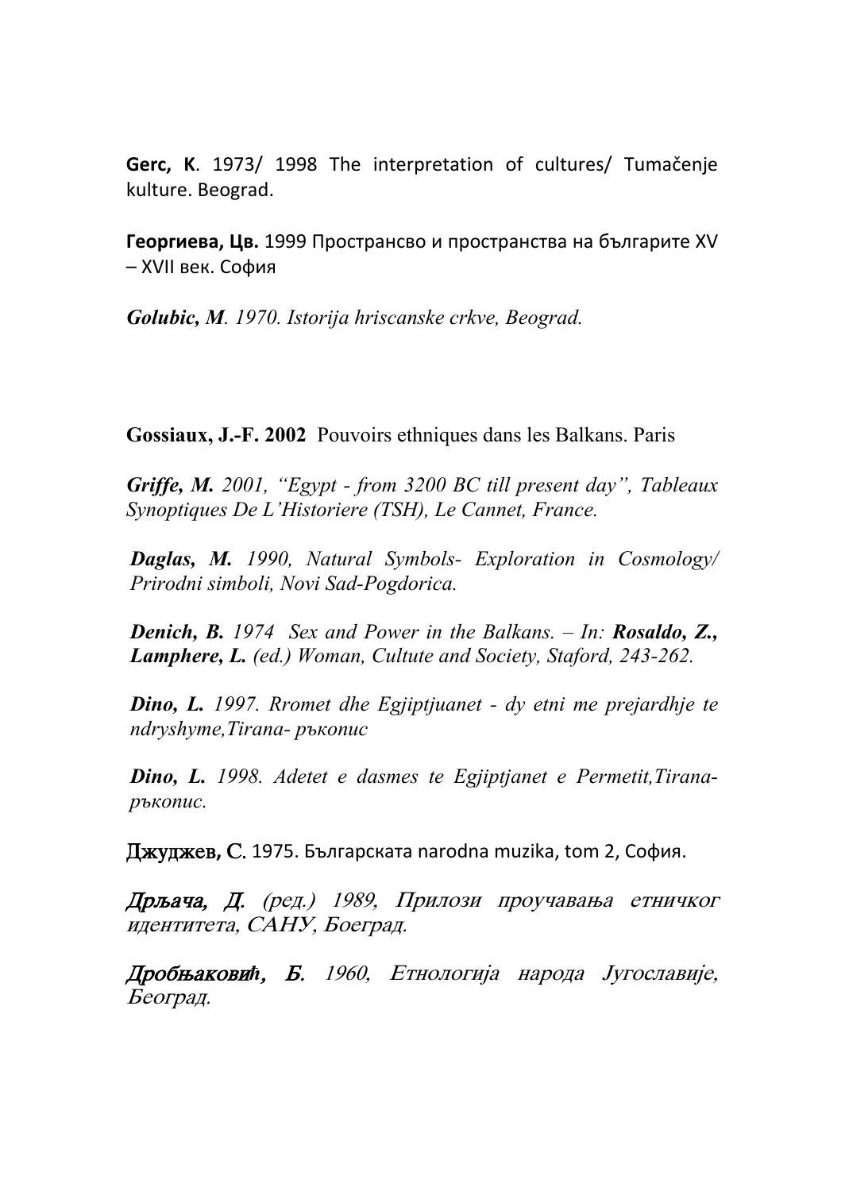**Gerc, K**. 1973/ 1998 The interpretation of cultures/ Tumačenje kulture. Beograd.

**Георгиева, Цв.** 1999 Пространсво и пространства на българите XV – XVII век. София

***Golubic, M****. 1970. Istorija hriscanske crkve, Beograd.*

**Gossiaux, J.-F. 2002** Pouvoirs ethniques dans les Balkans. Paris

***Griffe, M.*** *2001, "Egypt - from 3200 BC till present day", Tableaux Synoptiques De L'Historiere (TSH), Le Cannet, France.*

***Daglas, M.*** *1990, Natural Symbols- Exploration in Cosmology/ Prirodni simboli, Novi Sad-Pogdorica.*

***Denich, B.*** *1974 Sex and Power in the Balkans. – In:* ***Rosaldo, Z., Lamphere, L.*** *(ed.) Woman, Cultute and Society, Staford, 243-262.*

***Dino, L.*** *1997. Rromet dhe Egjiptjuanet - dy etni me prejardhje te ndryshyme,Tirana- ръкопис*

***Dino, L.*** *1998. Adetet e dasmes te Egjiptjanet e Permetit,Tirana- ръкопис.*

**Джуджев, С.** 1975. Българската narodna muzika, tom 2, София.

***Дрљача, Д****. (ред.) 1989, Прилози проучавања етничког идентитета, САНУ, Боеград.*

***Дробњаковић, Б.*** *1960, Етнологија народа Југославије, Београд.*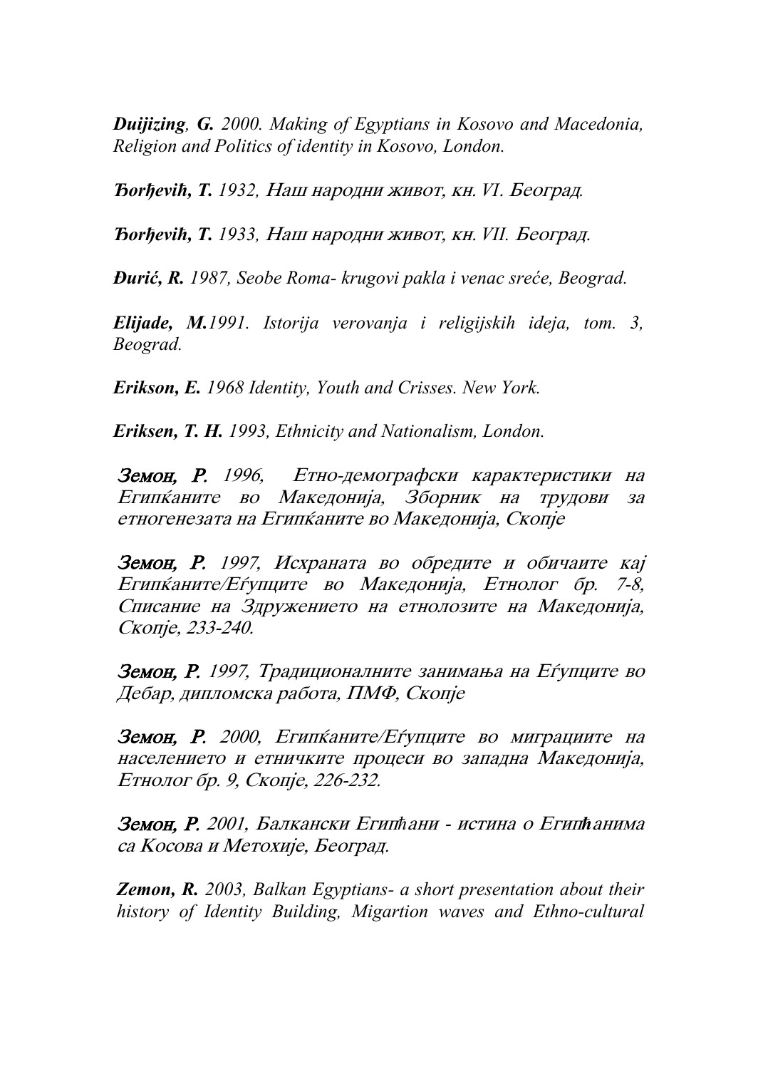***Duijizing*, *G.*** *2000. Making of Egyptians in Kosovo and Macedonia, Religion and Politics of identity in Kosovo, London.*

***Ђorђeviћ, T.*** *1932, Наш народни живот, кн. VI. Београд.*

***Ђorђeviћ, T.*** *1933, Наш народни живот, кн. VII. Београд.*

***Đurić, R.*** *1987, Seobe Roma- krugovi pakla i venac sreće, Beograd.*

***Elijade, M.****1991. Istorija verovanja i religijskih ideja, tom. 3, Beograd.*

***Erikson, E.*** *1968 Identity, Youth and Crisses. New York.*

***Eriksen, T. H.*** *1993, Ethnicity and Nationalism, London.*

***Земон, Р.*** *1996, Етно-демографски карактеристики на Египќаните во Македонија, Зборник на трудови за етногенезата на Египќаните во Македонија, Скопје*

***Земон, Р.*** *1997, Исхраната во обредите и обичаите кај Египќаните/Еѓупците во Македонија, Етнолог бр. 7-8, Списание на Здружението на етнолозите на Македонија, Скопје, 233-240.*

***Земон, Р.*** *1997, Традиционалните занимања на Еѓупците во Дебар, дипломска работа, ПМФ, Скопје*

***Земон, Р.*** *2000, Египќаните/Еѓупците во миграциите на населението и етничките процеси во западна Македонија, Етнолог бр. 9, Скопје, 226-232.*

***Земон, Р.*** *2001, Балкански Египћани - истина о Египћанима са Косова и Метохије, Београд.*

***Zemon, R.*** *2003, Balkan Egyptians- a short presentation about their history of Identity Building, Migartion waves and Ethno-cultural*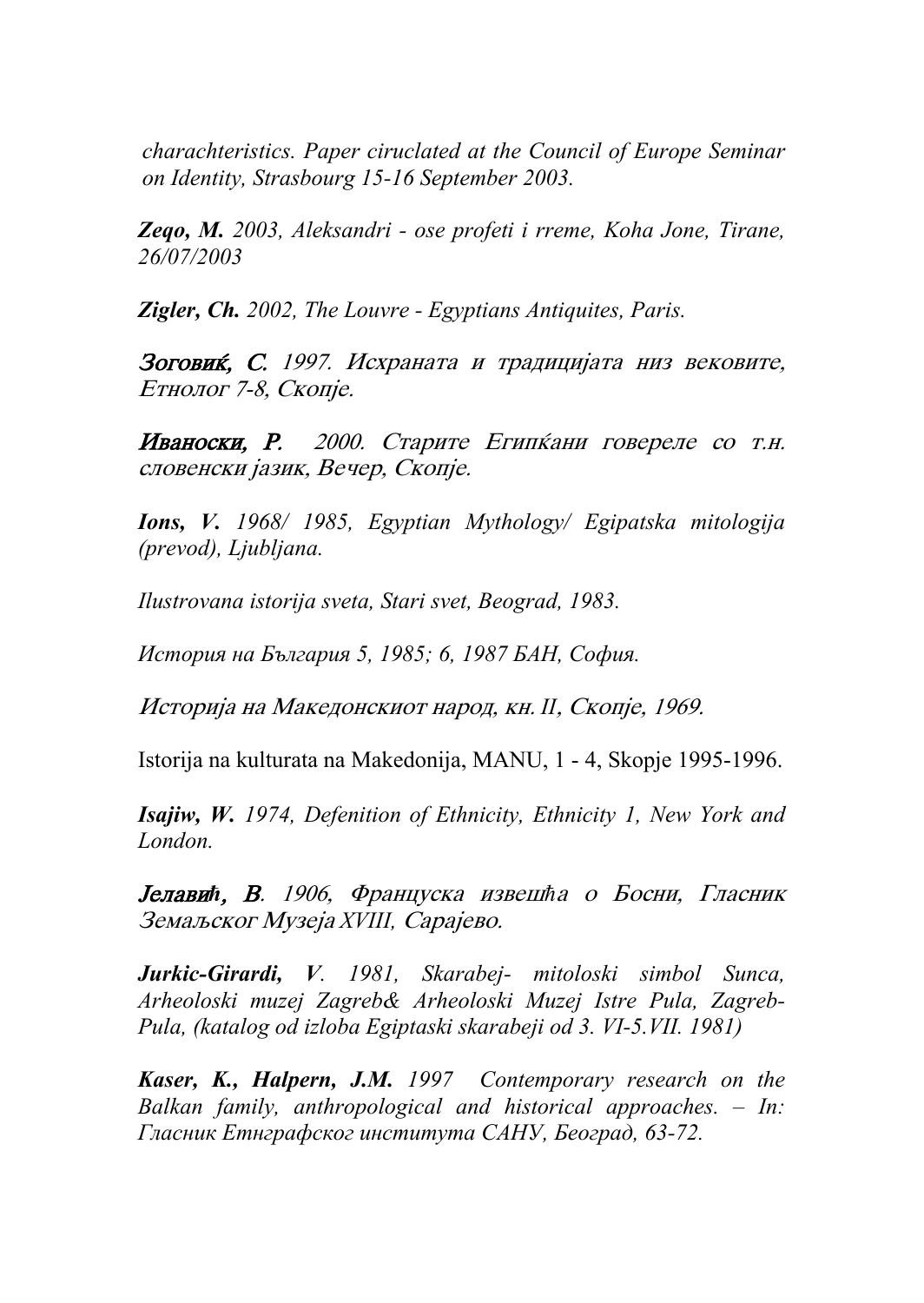*charachteristics. Paper ciruclated at the Council of Europe Seminar on Identity, Strasbourg 15-16 September 2003.*

***Zeqo, M.*** *2003, Aleksandri - ose profeti i rreme, Koha Jone, Tirane, 26/07/2003*

***Zigler, Ch.*** *2002, The Louvre - Egyptians Antiquites, Paris.*

***Зоговиќ, С.*** *1997. Исхраната и традицијата низ вековите, Етнолог 7-8, Скопје.*

***Иваноски, Р.*** *2000. Старите Египќани говереле со т.н. словенски јазик, Вечер, Скопје.*

***Ions, V.*** *1968/ 1985, Egyptian Mythology/ Egipatska mitologija (prevod), Ljubljana.*

*Ilustrovana istorija sveta, Stari svet, Beograd, 1983.*

*История на България 5, 1985; 6, 1987 БАН, София.*

*Историја на Македонскиот народ, кн. II, Скопје, 1969.*

Istorija na kulturata na Makedonija, MANU, 1 - 4, Skopje 1995-1996.

***Isajiw, W.*** *1974, Defenition of Ethnicity, Ethnicity 1, New York and London.*

***Јелавић, В.*** *1906, Француска извешћа о Босни, Гласник Земаљског Музеја XVIII, Сарајево.*

***Jurkic-Girardi, V.*** *1981, Skarabej- mitoloski simbol Sunca, Arheoloski muzej Zagreb& Arheoloski Muzej Istre Pula, Zagreb-Pula, (katalog od izloba Egiptaski skarabeji od 3. VI-5.VII. 1981)*

***Kaser, K., Halpern, J.M.*** *1997 Contemporary research on the Balkan family, anthropological and historical approaches. – In: Гласник Етнграфског института САНУ, Београд, 63-72.*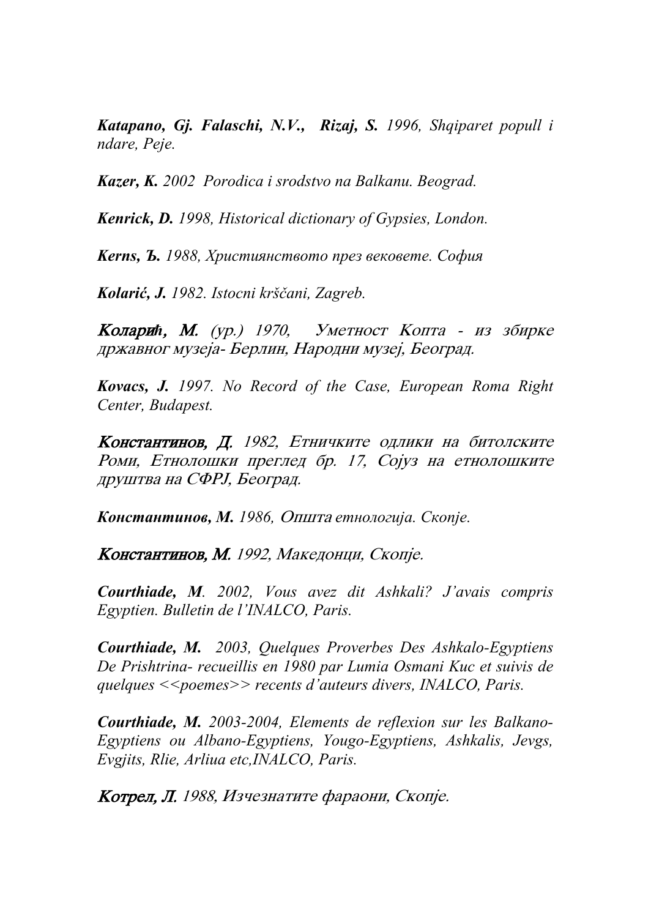***Katapano, Gj. Falaschi, N.V., Rizaj, S.*** *1996, Shqiparet popull i ndare, Peje.*

***Kazer, K.*** *2002 Porodica i srodstvo na Balkanu. Beograd.*

***Kenrick, D.*** *1998, Historical dictionary of Gypsies, London.*

***Kerns, Ъ.*** *1988, Християнството през вековете. София*

***Kolarić, J.*** *1982. Istocni krščani, Zagreb.*

***Коларић, М.*** *(ур.) 1970, Уметност Копта - из збирке државног музеја- Берлин, Народни музеј, Београд.*

***Kovacs, J.*** *1997. No Record of the Case, European Roma Right Center, Budapest.*

***Константинов, Д.*** *1982, Етничките одлики на битолските Роми, Етнолошки преглед бр. 17, Сојуз на етнолошките друштва на СФРЈ, Београд.*

***Константинов, М.*** *1986, Општа етнологија. Скопје.*

***Константинов, М.*** *1992, Македонци, Скопје.*

***Courthiade, M.*** *2002, Vous avez dit Ashkali? J'avais compris Egyptien. Bulletin de l'INALCO, Paris.*

***Courthiade, M.*** *2003, Quelques Proverbes Des Ashkalo-Egyptiens De Prishtrina- recueillis en 1980 par Lumia Osmani Kuc et suivis de quelques <<poemes>> recents d'auteurs divers, INALCO, Paris.*

***Courthiade, M.*** *2003-2004, Elements de reflexion sur les Balkano-Egyptiens ou Albano-Egyptiens, Yougo-Egyptiens, Ashkalis, Jevgs, Evgjits, Rlie, Arliua etc,INALCO, Paris.*

***Котрел, Л.*** *1988, Изчезнатите фараони, Скопје.*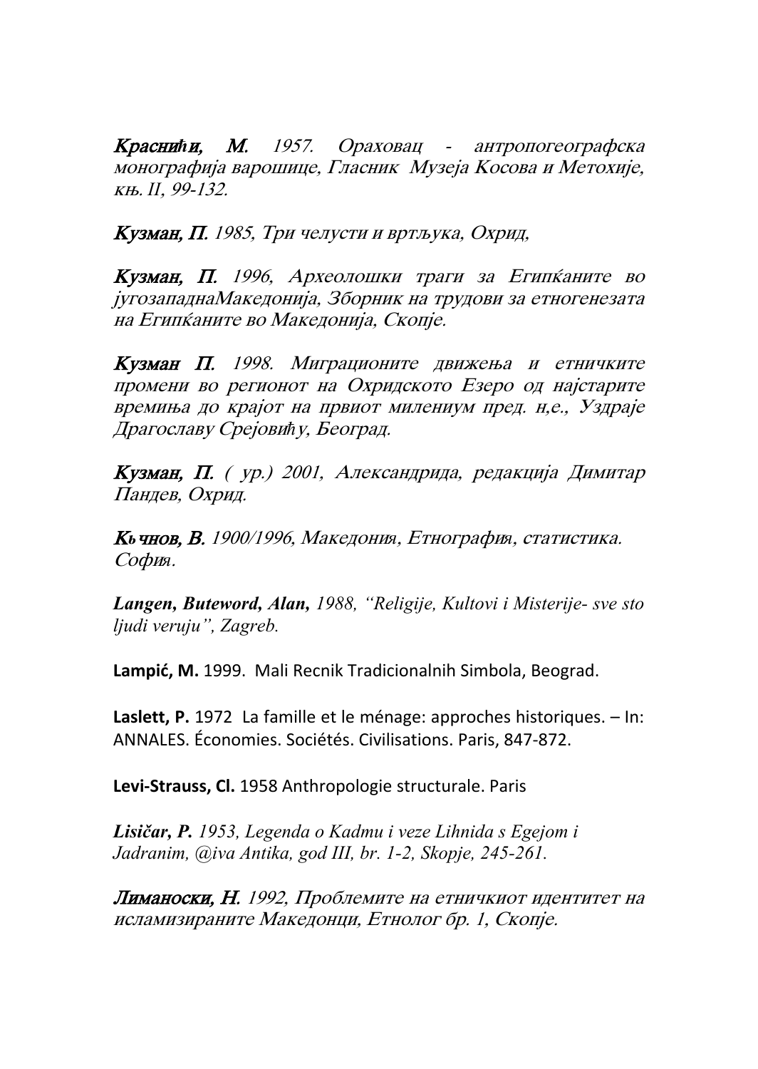**Краснићи, М.** *1957. Ораховац - антропогеографска монографија варошице, Гласник Музеја Косова и Метохије, књ. II, 99-132.*

**Кузман, П.** *1985, Три челусти и вртљука, Охрид,*

**Кузман, П.** *1996, Археолошки траги за Египќаните во југозападнаМакедонија, Зборник на трудови за етногенезата на Египќаните во Македонија, Скопје.*

**Кузман П.** *1998. Миграционите движења и етничките промени во регионот на Охридското Езеро од најстарите времиња до крајот на првиот милениум пред. н,е., Уздраје Драгославу Срејовићу, Београд.*

**Кузман, П.** *( ур.) 2001, Александрида, редакција Димитар Пандев, Охрид.*

**Кьчнов, В.** *1900/1996, Македония, Етнография, статистика. София.*

***Langen, Buteword, Alan,*** *1988, "Religije, Kultovi i Misterije- sve sto ljudi veruju", Zagreb.*

**Lampić, M.** 1999. Mali Recnik Tradicionalnih Simbola, Beograd.

**Laslett, P.** 1972 La famille et le ménage: approches historiques. – In: ANNALES. Économies. Sociétés. Civilisations. Paris, 847-872.

**Levi-Strauss, Cl.** 1958 Anthropologie structurale. Paris

***Lisičar, P.*** *1953, Legenda o Kadmu i veze Lihnida s Egejom i Jadranim, @iva Antika, god III, br. 1-2, Skopje, 245-261.*

**Лимано­ски, Н.** *1992, Проблемите на етничкиот идентитет на исламизираните Македонци, Етнолог бр. 1, Скопје.*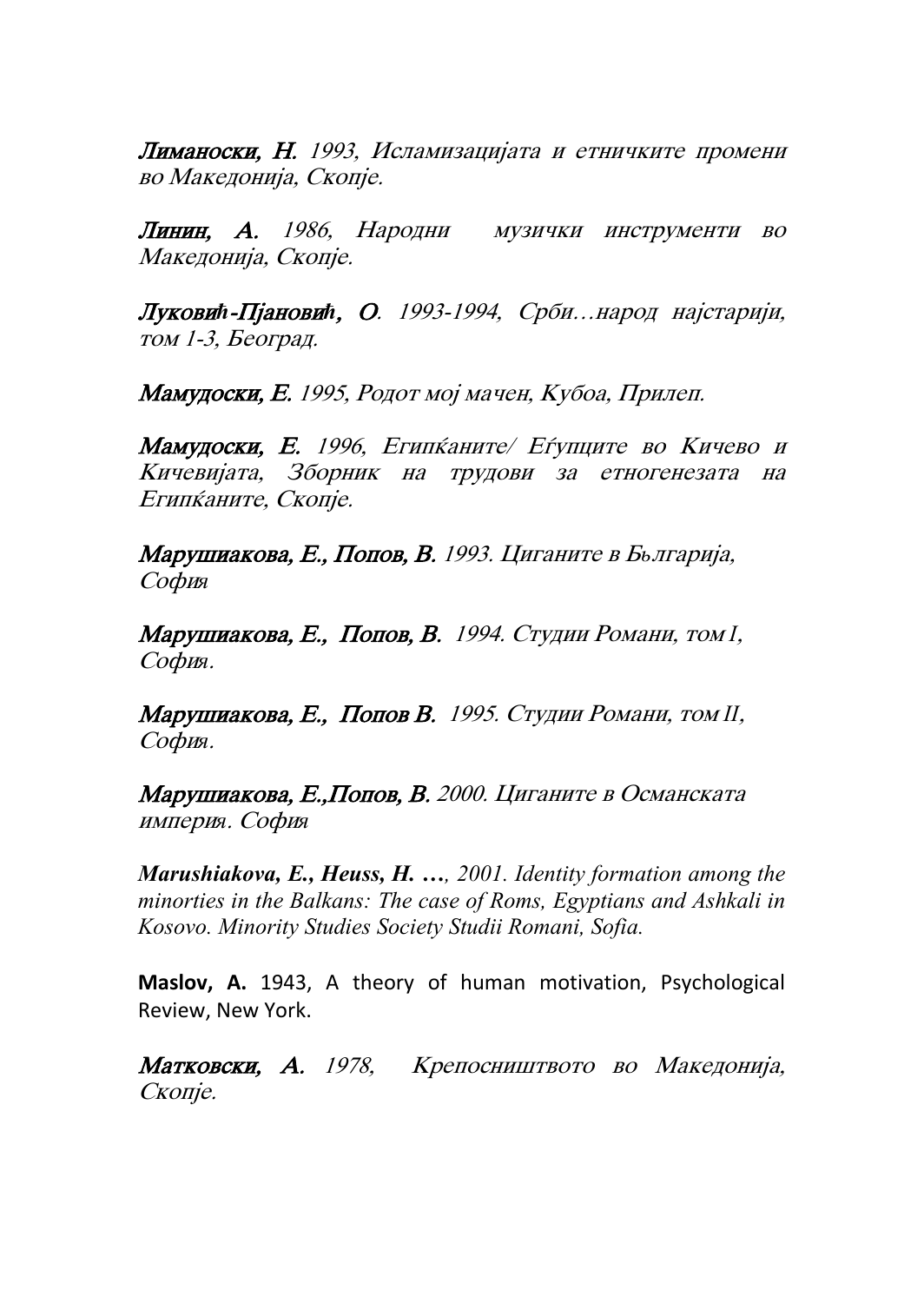**Лиманоски, Н.** *1993, Исламизацијата и етничките промени во Македонија, Скопје.*

**Линин, А.** *1986, Народни музички инструменти во Македонија, Скопје.*

**Луковиħ-Пјановиħ, О**. *1993-1994, Срби…народ најстарији, том 1-3, Београд.*

**Мамудоски, Е.** *1995, Родот мој мачен, Кубоа, Прилеп.*

**Мамудоски, Е.** *1996, Египќаните/ Еѓупците во Кичево и Кичевијата, Зборник на трудови за етногенезата на Египќаните, Скопје.*

**Марушиакова, Е., Попов, В.** *1993. Циганите в Бьлгарија, София*

**Марушиакова, Е., Попов, В.** *1994. Студии Романи, том I, София.*

**Марушиакова, Е., Попов В.** *1995. Студии Романи, том II, София.*

**Марушиакова, Е.,Попов, В.** *2000. Циганите в Османската империя. София*

***Marushiakova, E., Heuss, H. …****, 2001. Identity formation among the minorties in the Balkans: The case of Roms, Egyptians and Ashkali in Kosovo. Minority Studies Society Studii Romani, Sofia.*

**Maslov, A.** 1943, A theory of human motivation, Psychological Review, New York.

**Матковски, А.** *1978, Крепосништвото во Македонија, Скопје.*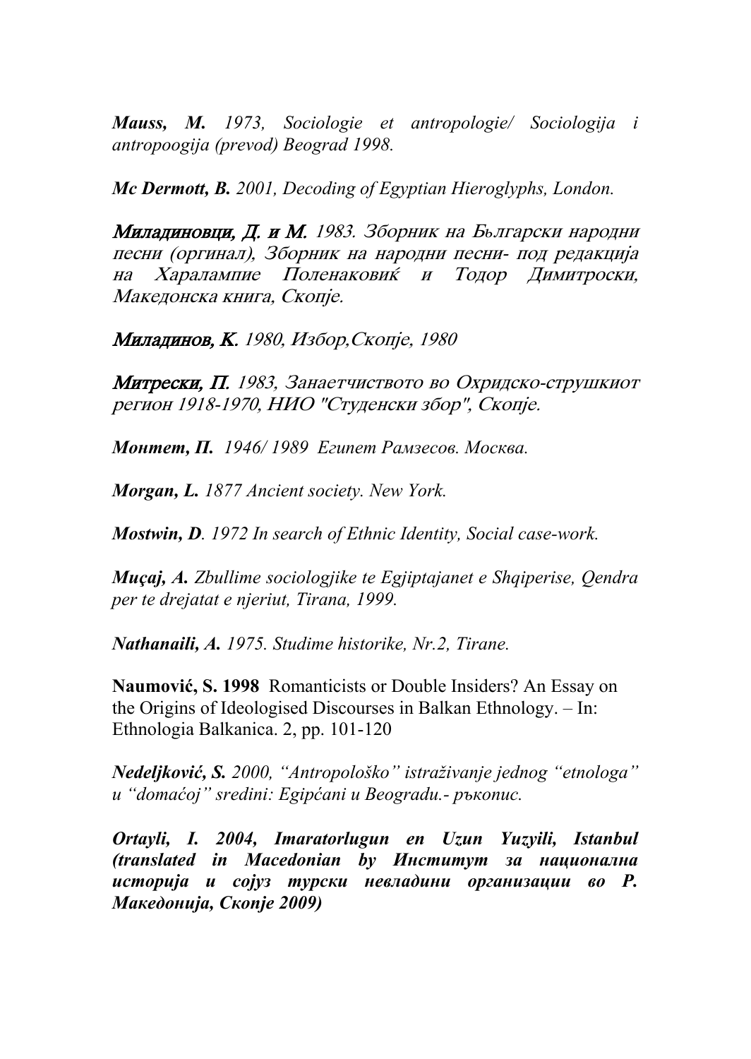***Mauss, M.*** *1973, Sociologie et antropologie/ Sociologija i antropoogija (prevod) Beograd 1998.*

***Mc Dermott, B.*** *2001, Decoding of Egyptian Hieroglyphs, London.*

***Миладиновци, Д. и М.*** *1983. Зборник на Български народни песни (оргинал), Зборник на народни песни- под редакција на Харалампие Поленаковиќ и Тодор Димитроски, Македонска книга, Скопје.*

***Миладинов, К.*** *1980, Избор,Скопје, 1980*

***Митрески, П.*** *1983, Занаетчиството во Охридско-струшкиот регион 1918-1970, НИО "Студенски збор", Скопје.*

***Монтет, П.*** *1946/ 1989 Египет Рамзесов. Москва.*

***Morgan, L.*** *1877 Ancient society. New York.*

***Mostwin, D***. *1972 In search of Ethnic Identity, Social case-work.*

***Muçaj, A.*** *Zbullime sociologjike te Egjiptajanet e Shqiperise, Qendra per te drejatat e njeriut, Tirana, 1999.*

***Nathanaili, A.*** *1975. Studime historike, Nr.2, Tirane.*

**Naumović, S. 1998** Romanticists or Double Insiders? An Essay on the Origins of Ideologised Discourses in Balkan Ethnology. – In: Ethnologia Balkanica. 2, pp. 101-120

***Nedeljković, S.*** *2000, "Antropološko" istraživanje jednog "etnologa" u "domaćoj" sredini: Egipćani u Beogradu.- ръкопис.*

***Ortayli, I. 2004, Imaratorlugun en Uzun Yuzyili, Istanbul (translated in Macedonian by Институт за национална историја и сојуз турски невладини организации во Р. Македонија, Скопје 2009)***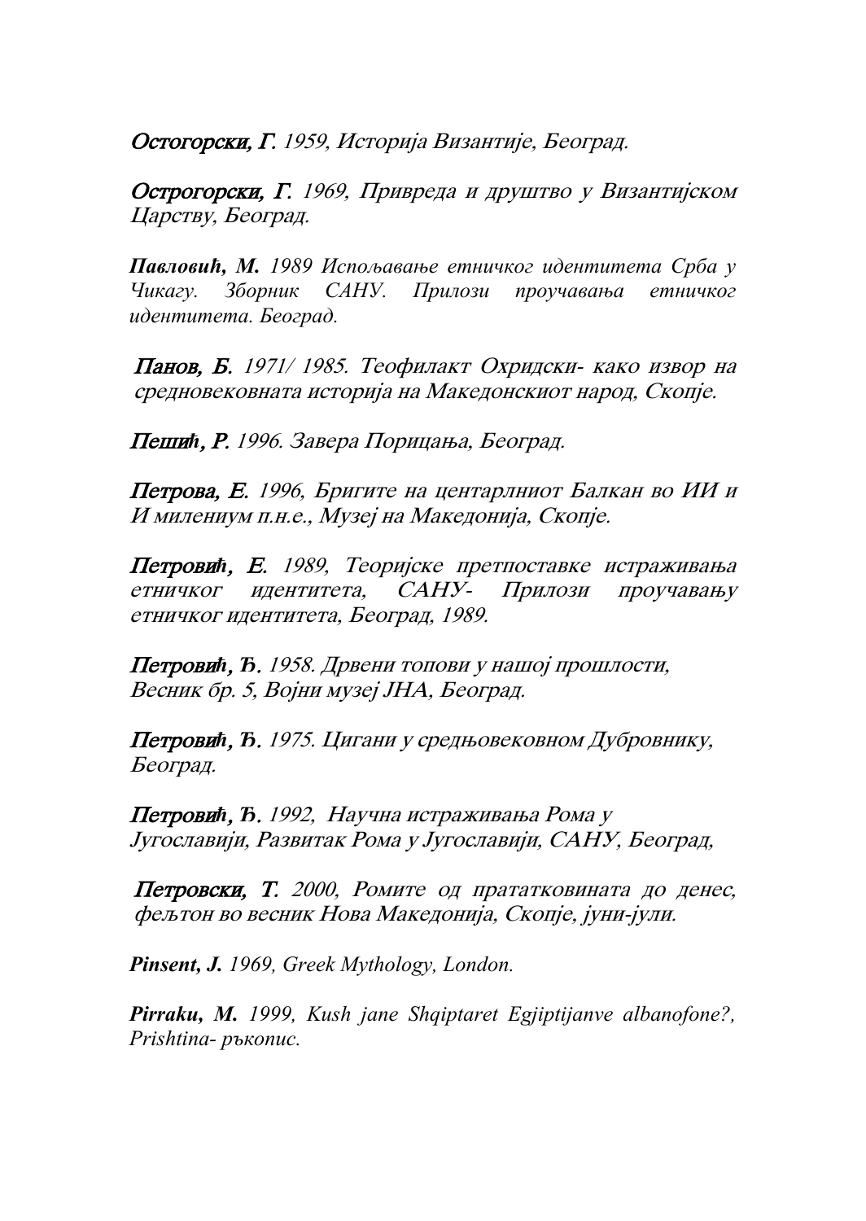***Остогорски, Г.*** *1959, Историја Византије, Београд.*

***Острогорски, Г.*** *1969, Привреда и друштво у Византијском Царству, Београд.*

***Павловић, М.*** *1989 Испољавање етничког идентитета Срба у Чикагу. Зборник САНУ. Прилози проучавања етничког идентитета. Београд.*

***Панов, Б.*** *1971/ 1985. Теофилакт Охридски- како извор на средновековната историја на Македонскиот народ, Скопје.*

***Пешић, Р.*** *1996. Завера Порицања, Београд.*

***Петрова, Е.*** *1996, Бригите на центарлниот Балкан во ИИ и И милениум п.н.е., Музеј на Македонија, Скопје.*

***Петровић, Е.*** *1989, Теоријске претпоставке истраживања етничког идентитета, САНУ- Прилози проучавању етничког идентитета, Београд, 1989.*

***Петровић, Ђ.*** *1958. Дрвени топови у нашој прошлости, Весник бр. 5, Војни музеј ЈНА, Београд.*

***Петровић, Ђ.*** *1975. Цигани у средњовековном Дубровнику, Београд.*

***Петровић, Ђ.*** *1992, Научна истраживања Рома у Југославији, Развитак Рома у Југославији, САНУ, Београд,*

***Петровски, Т.*** *2000, Ромите од прататкoвината до денес, фељтон во весник Нова Македонија, Скопје, јуни-јули.*

***Pinsent, J.*** *1969, Greek Mythology, London.*

***Pirraku, M.*** *1999, Kush jane Shqiptaret Egjiptijanve albanofone?, Prishtina- ръкопис.*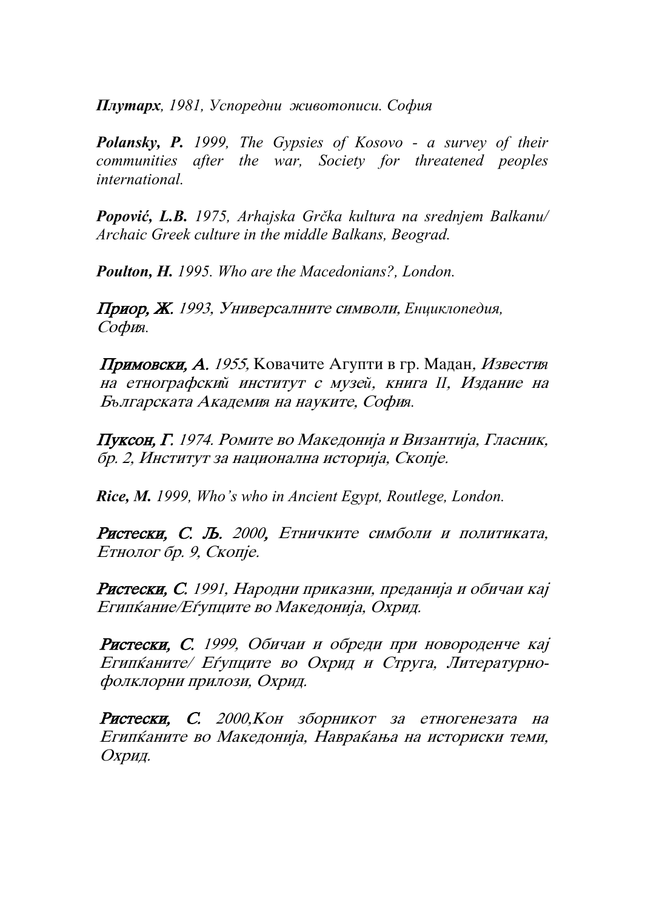***Плутарх**, 1981, Успоредни животописи. София*

***Polansky, P.** 1999, The Gypsies of Kosovo - a survey of their communities after the war, Society for threatened peoples international.*

***Popović, L.B.** 1975, Arhajska Grčka kultura na srednjem Balkanu/ Archaic Greek culture in the middle Balkans, Beograd.*

***Poulton, H.** 1995. Who are the Macedonians?, London.*

***Приор, Ж.** 1993, Универсалните символи, Енциклопедия, София.*

***Примовски, А.** 1955,* Ковачите Агупти в гр. Мадан*, Известия на етнографский институт с музей, книга II, Издание на Българската Академия на науките, София.*

***Пуксон, Г.** 1974. Ромите во Македонија и Византија, Гласник, бр. 2, Институт за национална историја, Скопје.*

***Rice, M.** 1999, Who's who in Ancient Egypt, Routlege, London.*

***Ристески, С. Љ.** 2000, Етничките симболи и политиката, Етнолог бр. 9, Скопје.*

***Ристески, С.** 1991, Народни приказни, преданија и обичаи кај Египќание/Еѓупците во Македонија, Охрид.*

***Ристески, С.** 1999, Обичаи и обреди при новороденче кај Египќаните/ Еѓупците во Охрид и Струга, Литературно-фолклорни прилози, Охрид.*

***Ристески, С.** 2000,Кон зборникот за етногенезата на Египќаните во Македонија, Навраќања на историски теми, Охрид.*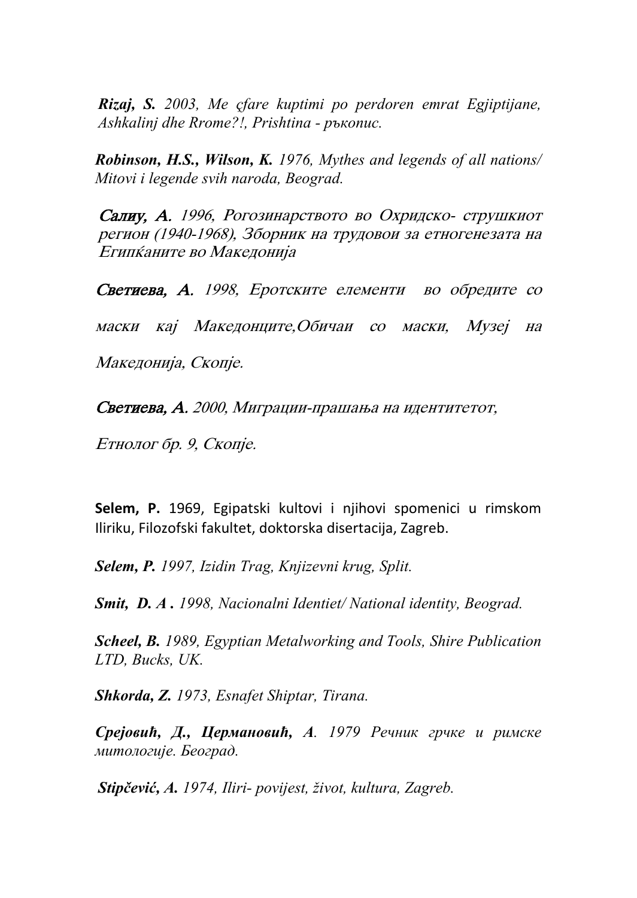***Rizaj, S.*** *2003, Me çfare kuptimi po perdoren emrat Egjiptijane, Ashkalinj dhe Rrome?!, Prishtina - ръкопис.*

***Robinson, H.S., Wilson, K.*** *1976, Mythes and legends of all nations/ Mitovi i legende svih naroda, Beograd.*

***Салиу, А.*** *1996, Рогозинарството во Охридско- струшкиот регион (1940-1968), Зборник на трудовои за етногенезата на Египќаните во Македонија*

***Светиева, А.*** *1998, Еротските елементи во обредите со маски кај Македонците,Обичаи со маски, Музеј на Македонија, Скопје.*

***Светиева, А.*** *2000, Миграции-прашања на идентитетот, Етнолог бр. 9, Скопје.*

**Selem, P.** 1969, Egipatski kultovi i njihovi spomenici u rimskom Iliriku, Filozofski fakultet, doktorska disertacija, Zagreb.

***Selem, P.*** *1997, Izidin Trag, Knjizevni krug, Split.*

***Smit, D. A .*** *1998, Nacionalni Identiet/ National identity, Beograd.*

***Scheel, B.*** *1989, Egyptian Metalworking and Tools, Shire Publication LTD, Bucks, UK.*

***Shkorda, Z.*** *1973, Esnafet Shiptar, Tirana.*

***Срејовић, Д., Цермановић, А****. 1979 Речник грчке и римске митологије. Београд.*

***Stipčević, A.*** *1974, Iliri- povijest, život, kultura, Zagreb.*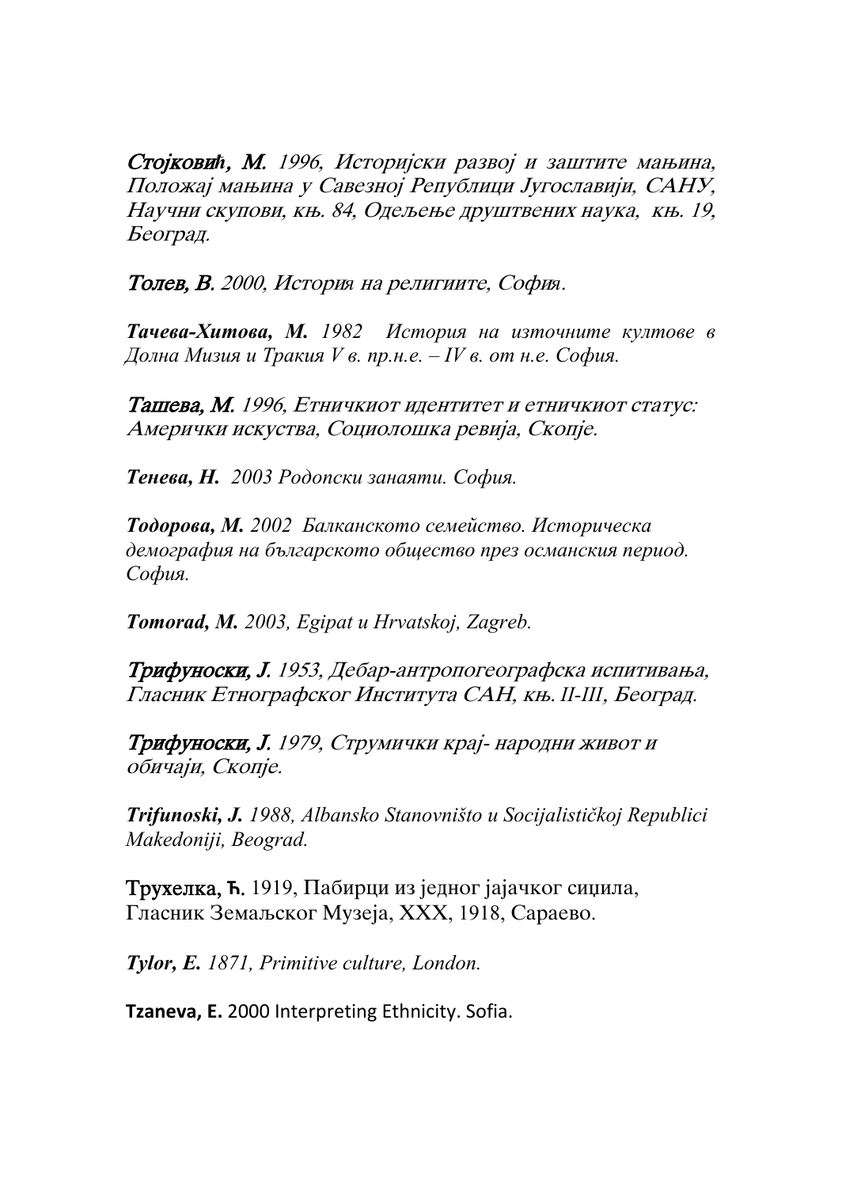***Стојковић, М.*** *1996, Историјски развој и заштите мањина, Положај мањина у Савезној Републици Југославији, САНУ, Научни скупови, књ. 84, Одељење друштвених наука, књ. 19, Београд.*

***Толев, В.*** *2000, История на религиите, София.*

***Тачева-Хитова, М.*** *1982 История на източните култове в Долна Мизия и Тракия V в. пр.н.е. – IV в. от н.е. София.*

***Ташева, М.*** *1996, Етничкиот идентитет и етничкиот статус: Американски искуства, Социолошка ревија, Скопје.*

***Тенева, Н.*** *2003 Родопски занаяти. София.*

***Тодорова, М.*** *2002 Балканското семейство. Историческа демография на българското общество през османския период. София.*

***Tomorad, M.*** *2003, Egipat u Hrvatskoj, Zagreb.*

***Трифуноски, Ј.*** *1953, Дебар-антропогеографска испитивања, Гласник Етнографског Института САН, књ. II-III, Београд.*

***Трифуноски, Ј.*** *1979, Струмички крај- народни живот и обичаји, Скопје.*

***Trifunoski, J.*** *1988, Albansko Stanovništo u Socijalističkoj Republici Makedoniji, Beograd.*

**Трухелка, Ћ.** 1919, Пабирци из једног јајачког сиџила, Гласник Земаљског Музеја, XXX, 1918, Сараево.

***Tylor, E.*** *1871, Primitive culture, London.*

**Tzaneva, E.** 2000 Interpreting Ethnicity. Sofia.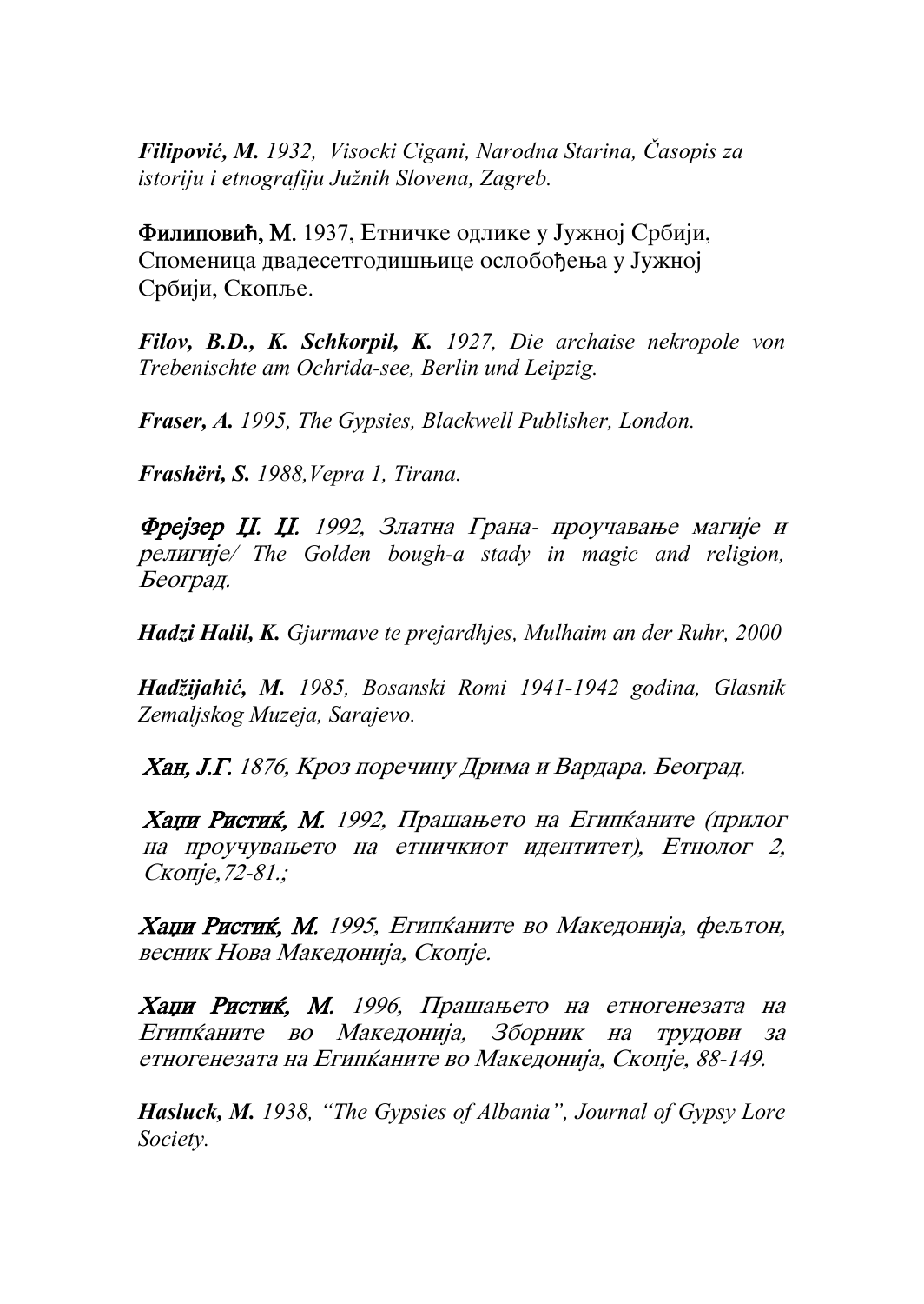***Filipović, M.*** *1932, Visocki Cigani, Narodna Starina, Časopis za istoriju i etnografiju Južnih Slovena, Zagreb.*

**Филиповић, М.** 1937, Етничке одлике у Јужној Србији, Споменица двадесетгодишњице ослобођења у Јужној Србији, Скопље.

***Filov, B.D., K. Schkorpil, K.*** *1927, Die archaise nekropole von Trebenischte am Ochrida-see, Berlin und Leipzig.*

***Fraser, A.*** *1995, The Gypsies, Blackwell Publisher, London.*

***Frashëri, S.*** *1988,Vepra 1, Tirana.*

***Фрејзер Џ. Џ.*** *1992, Златна Грана- проучавање магије и религије/ The Golden bough-a stady in magic and religion, Београд.*

***Hadzi Halil, K.*** *Gjurmave te prejardhjes, Mulhaim an der Ruhr, 2000*

***Hadžijahić, M.*** *1985, Bosanski Romi 1941-1942 godina, Glasnik Zemaljskog Muzeja, Sarajevo.*

***Хан, Ј.Г.*** *1876, Кроз поречину Дрима и Вардара. Београд.*

***Хаџи Ристиќ, М.*** *1992, Прашањето на Египќаните (прилог на проучувањето на етничкиот идентитет), Етнолог 2, Скопје,72-81.;*

***Хаџи Ристиќ, М.*** *1995, Египќаните во Македонија, фељтон, весник Нова Македонија, Скопје.*

***Хаџи Ристиќ, М.*** *1996, Прашањето на етногенезата на Египќаните во Македонија, Зборник на трудови за етногенезата на Египќаните во Македонија, Скопје, 88-149.*

***Hasluck, M.*** *1938, "The Gypsies of Albania", Journal of Gypsy Lore Society.*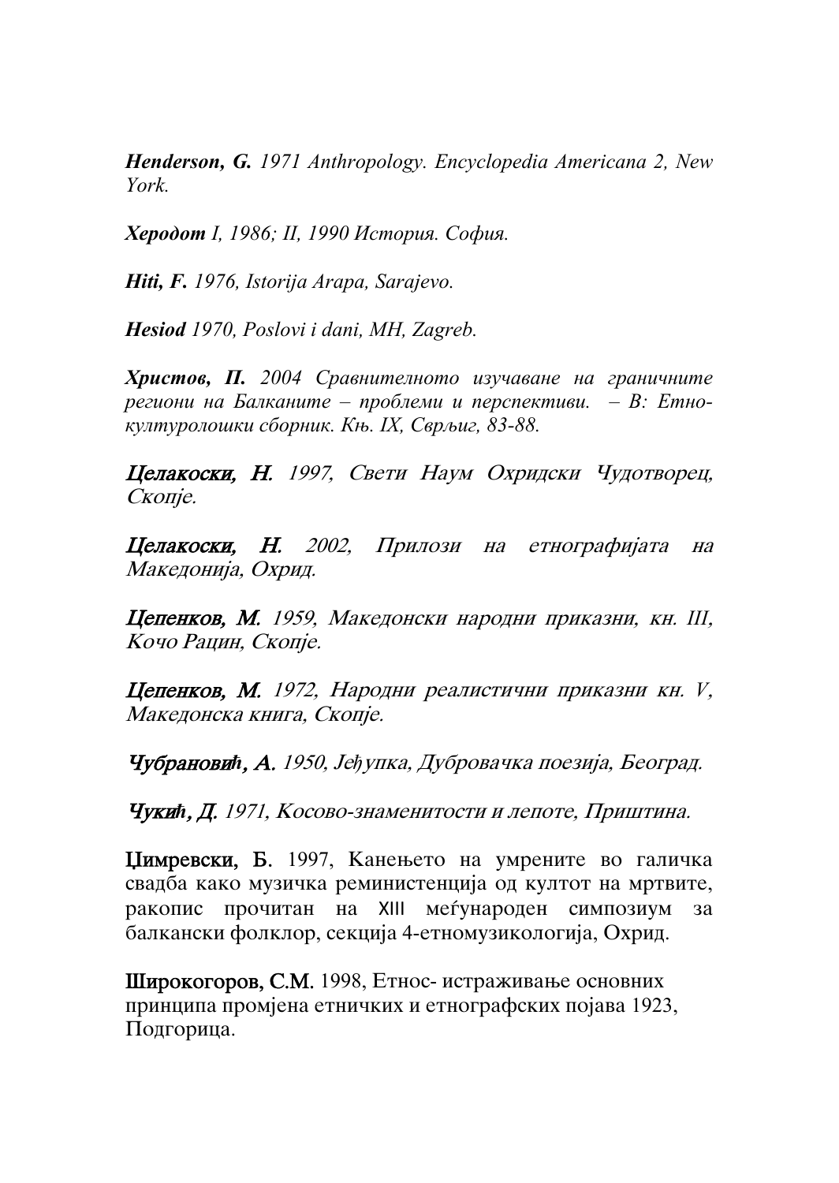***Henderson, G.*** *1971 Anthropology. Encyclopedia Americana 2, New York.*

***Херодот*** *I, 1986; II, 1990 История. София.*

***Hiti, F.*** *1976, Istorija Arapa, Sarajevo.*

***Hesiod*** *1970, Poslovi i dani, MH, Zagreb.*

***Христов, П.*** *2004 Сравнителното изучаване на граничните региони на Балканите – проблеми и перспективи. – В: Етно-културолошки сборник. Књ. IX, Сврљиг, 83-88.*

***Целакоски, Н.*** *1997, Свети Наум Охридски Чудотворец, Скопје.*

***Целакоски, Н.*** *2002, Прилози на етнографијата на Македонија, Охрид.*

***Цепенков, М.*** *1959, Македонски народни приказни, кн. III, Кочо Рацин, Скопје.*

***Цепенков, М.*** *1972, Народни реалистични приказни кн. V, Македонска книга, Скопје.*

***Чубрановић, А.*** *1950, Јеђупка, Дубровачка поезија, Београд.*

***Чукић, Д.*** *1971, Косово-знаменитости и лепоте, Приштина.*

**Цимревски, Б.** 1997, Канењето на умрените во галичка свадба како музичка реминистенција од култот на мртвите, ракопис прочитан на XIII меѓународен симпозиум за балкански фолклор, секција 4-етномузикологија, Охрид.

**Широкогоров, С.М.** 1998, Етнос- истраживање основних принципа промјена етничких и етнографских појава 1923, Подгорица.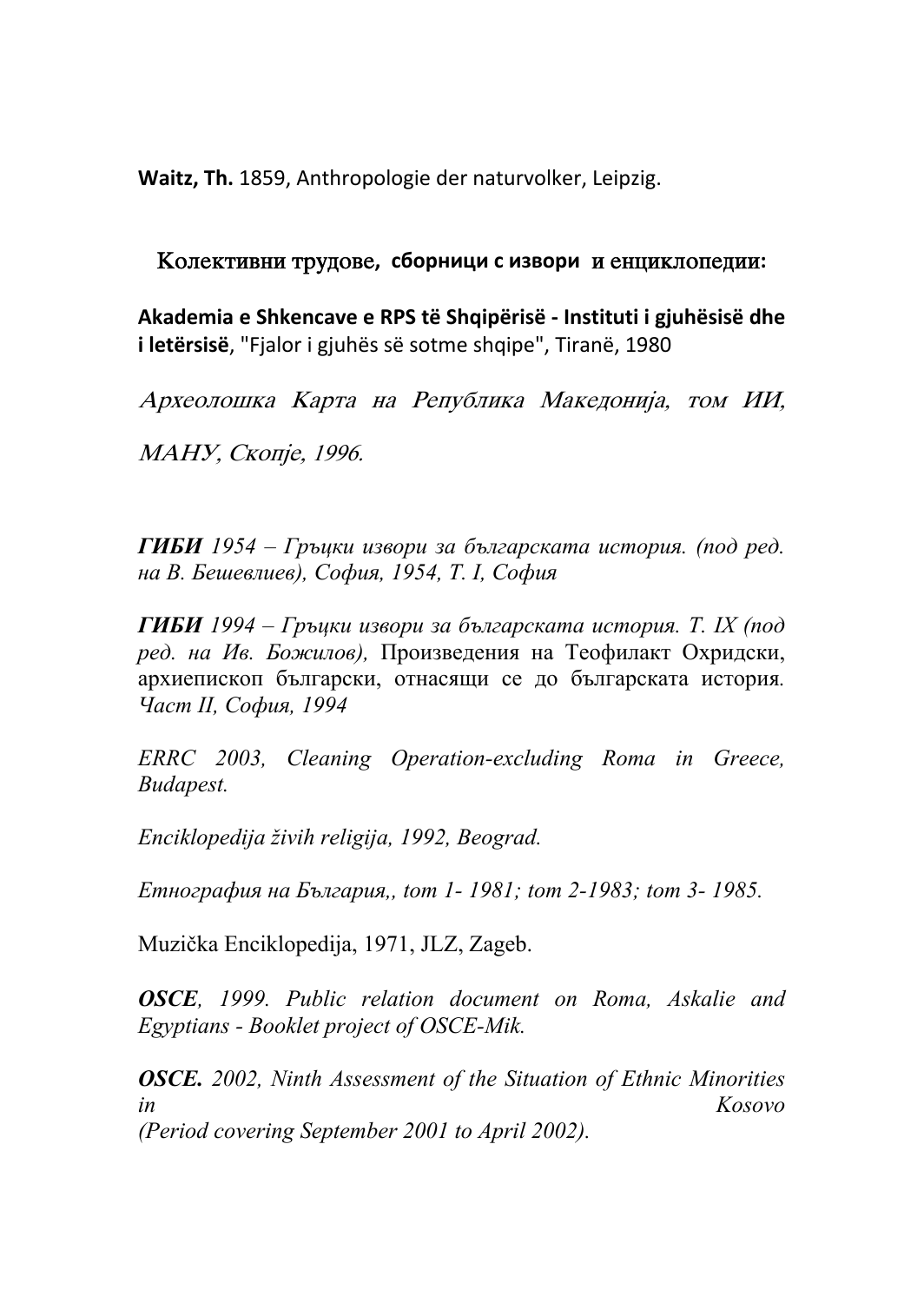**Waitz, Th.** 1859, Anthropologie der naturvolker, Leipzig.

## Колективни трудове, сборници с извори и енциклопедии:

**Akademia e Shkencave e RPS të Shqipërisë - Instituti i gjuhësisë dhe i letërsisë**, "Fjalor i gjuhës së sotme shqipe", Tiranë, 1980

*Археолошка Карта на Република Македонија, том ИИ, МАНУ, Скопје, 1996.*

***ГИБИ** 1954 – Гръцки извори за българската история. (под ред. на В. Бешевлиев), София, 1954, Т. I, София*

***ГИБИ** 1994 – Гръцки извори за българската история. Т. IX (под ред. на Ив. Божилов),* Произведения на Теофилакт Охридски, архиепископ български, отнасящи се до българската история. *Част II, София, 1994*

*ERRC 2003, Cleaning Operation-excluding Roma in Greece, Budapest.*

*Enciklopedija živih religija, 1992, Beograd.*

*Етнография на България,, tom 1- 1981; tom 2-1983; tom 3- 1985.*

Muzička Enciklopedija, 1971, JLZ, Zageb.

***OSCE**, 1999. Public relation document on Roma, Askalie and Egyptians - Booklet project of OSCE-Mik.*

***OSCE.** 2002, Ninth Assessment of the Situation of Ethnic Minorities in Kosovo (Period covering September 2001 to April 2002).*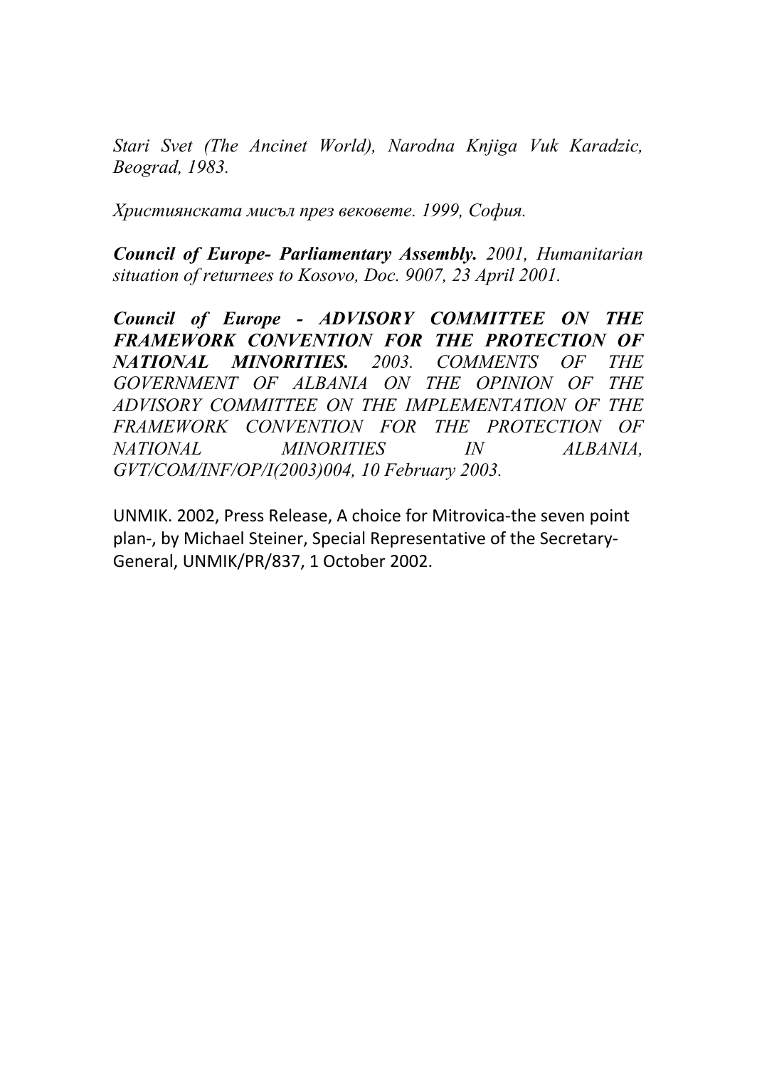*Stari Svet (The Ancinet World), Narodna Knjiga Vuk Karadzic, Beograd, 1983.*

*Християнската мисъл през вековете. 1999, София.*

***Council of Europe- Parliamentary Assembly.*** *2001, Humanitarian situation of returnees to Kosovo, Doc. 9007, 23 April 2001.*

***Council of Europe - ADVISORY COMMITTEE ON THE FRAMEWORK CONVENTION FOR THE PROTECTION OF NATIONAL MINORITIES.*** *2003. COMMENTS OF THE GOVERNMENT OF ALBANIA ON THE OPINION OF THE ADVISORY COMMITTEE ON THE IMPLEMENTATION OF THE FRAMEWORK CONVENTION FOR THE PROTECTION OF NATIONAL MINORITIES IN ALBANIA, GVT/COM/INF/OP/I(2003)004, 10 February 2003.*

UNMIK. 2002, Press Release, A choice for Mitrovica-the seven point plan-, by Michael Steiner, Special Representative of the Secretary-General, UNMIK/PR/837, 1 October 2002.